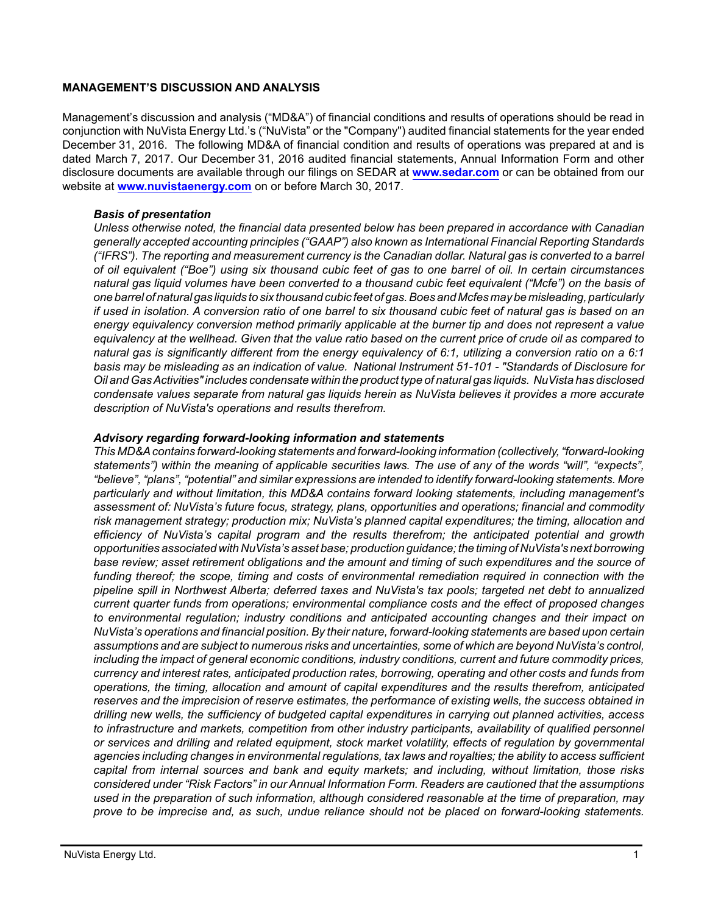## MANAGEMENT'S DISCUSSION AND ANALYSIS

Management's discussion and analysis ("MD&A") of financial conditions and results of operations should be read in conjunction with NuVista Energy Ltd.'s ("NuVista" or the "Company") audited financial statements for the year ended December 31, 2016. The following MD&A of financial condition and results of operations was prepared at and is dated March 7, 2017. Our December 31, 2016 audited financial statements, Annual Information Form and other disclosure documents are available through our filings on SEDAR at **www.sedar.com** or can be obtained from our website at **www.nuvistaenergy.com** on or before March 30, 2017.

### *Basis of presentation*

*Unless otherwise noted, the financial data presented below has been prepared in accordance with Canadian generally accepted accounting principles ("GAAP") also known as International Financial Reporting Standards ("IFRS"). The reporting and measurement currency is the Canadian dollar. Natural gas is converted to a barrel of oil equivalent ("Boe") using six thousand cubic feet of gas to one barrel of oil. In certain circumstances natural gas liquid volumes have been converted to a thousand cubic feet equivalent ("Mcfe") on the basis of one barrel of natural gas liquids to six thousand cubic feet of gas. Boes and Mcfes may be misleading, particularly if used in isolation. A conversion ratio of one barrel to six thousand cubic feet of natural gas is based on an energy equivalency conversion method primarily applicable at the burner tip and does not represent a value equivalency at the wellhead. Given that the value ratio based on the current price of crude oil as compared to natural gas is significantly different from the energy equivalency of 6:1, utilizing a conversion ratio on a 6:1 basis may be misleading as an indication of value. National Instrument 51-101 - "Standards of Disclosure for Oil and Gas Activities" includes condensate within the product type of natural gas liquids. NuVista has disclosed condensate values separate from natural gas liquids herein as NuVista believes it provides a more accurate description of NuVista's operations and results therefrom.*

### *Advisory regarding forward-looking information and statements*

*This MD&A contains forward-looking statements and forward-looking information (collectively, "forward-looking statements") within the meaning of applicable securities laws. The use of any of the words "will", "expects", "believe", "plans", "potential" and similar expressions are intended to identify forward-looking statements. More particularly and without limitation, this MD&A contains forward looking statements, including management's assessment of: NuVista's future focus, strategy, plans, opportunities and operations; financial and commodity risk management strategy; production mix; NuVista's planned capital expenditures; the timing, allocation and efficiency of NuVista's capital program and the results therefrom; the anticipated potential and growth opportunities associated with NuVista's asset base; production guidance; the timing of NuVista's next borrowing base review; asset retirement obligations and the amount and timing of such expenditures and the source of funding thereof; the scope, timing and costs of environmental remediation required in connection with the pipeline spill in Northwest Alberta; deferred taxes and NuVista's tax pools; targeted net debt to annualized current quarter funds from operations; environmental compliance costs and the effect of proposed changes to environmental regulation; industry conditions and anticipated accounting changes and their impact on NuVista's operations and financial position. By their nature, forward-looking statements are based upon certain assumptions and are subject to numerous risks and uncertainties, some of which are beyond NuVista's control, including the impact of general economic conditions, industry conditions, current and future commodity prices, currency and interest rates, anticipated production rates, borrowing, operating and other costs and funds from operations, the timing, allocation and amount of capital expenditures and the results therefrom, anticipated reserves and the imprecision of reserve estimates, the performance of existing wells, the success obtained in drilling new wells, the sufficiency of budgeted capital expenditures in carrying out planned activities, access to infrastructure and markets, competition from other industry participants, availability of qualified personnel or services and drilling and related equipment, stock market volatility, effects of regulation by governmental agencies including changes in environmental regulations, tax laws and royalties; the ability to access sufficient capital from internal sources and bank and equity markets; and including, without limitation, those risks considered under "Risk Factors" in our Annual Information Form. Readers are cautioned that the assumptions used in the preparation of such information, although considered reasonable at the time of preparation, may prove to be imprecise and, as such, undue reliance should not be placed on forward-looking statements.*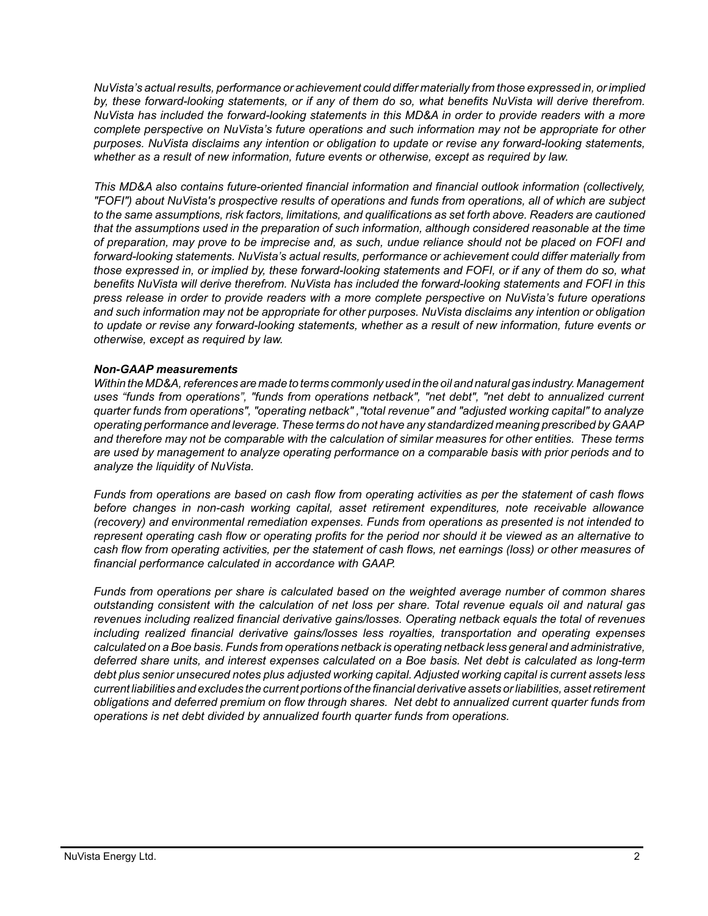*NuVista's actual results, performance or achievement could differ materially from those expressed in, or implied by, these forward-looking statements, or if any of them do so, what benefits NuVista will derive therefrom. NuVista has included the forward-looking statements in this MD&A in order to provide readers with a more complete perspective on NuVista's future operations and such information may not be appropriate for other purposes. NuVista disclaims any intention or obligation to update or revise any forward-looking statements, whether as a result of new information, future events or otherwise, except as required by law.*

*This MD&A also contains future-oriented financial information and financial outlook information (collectively, "FOFI") about NuVista's prospective results of operations and funds from operations, all of which are subject to the same assumptions, risk factors, limitations, and qualifications as set forth above. Readers are cautioned that the assumptions used in the preparation of such information, although considered reasonable at the time of preparation, may prove to be imprecise and, as such, undue reliance should not be placed on FOFI and forward-looking statements. NuVista's actual results, performance or achievement could differ materially from those expressed in, or implied by, these forward-looking statements and FOFI, or if any of them do so, what benefits NuVista will derive therefrom. NuVista has included the forward-looking statements and FOFI in this press release in order to provide readers with a more complete perspective on NuVista's future operations and such information may not be appropriate for other purposes. NuVista disclaims any intention or obligation to update or revise any forward-looking statements, whether as a result of new information, future events or otherwise, except as required by law.*

***Non-GAAP measurements***

*Within the MD&A, references are made to terms commonly used in the oil and natural gas industry. Management uses "funds from operations", "funds from operations netback", "net debt", "net debt to annualized current quarter funds from operations", "operating netback" ,"total revenue" and "adjusted working capital" to analyze operating performance and leverage. These terms do not have any standardized meaning prescribed by GAAP and therefore may not be comparable with the calculation of similar measures for other entities. These terms are used by management to analyze operating performance on a comparable basis with prior periods and to analyze the liquidity of NuVista.*

*Funds from operations are based on cash flow from operating activities as per the statement of cash flows before changes in non-cash working capital, asset retirement expenditures, note receivable allowance (recovery) and environmental remediation expenses. Funds from operations as presented is not intended to represent operating cash flow or operating profits for the period nor should it be viewed as an alternative to cash flow from operating activities, per the statement of cash flows, net earnings (loss) or other measures of financial performance calculated in accordance with GAAP.*

*Funds from operations per share is calculated based on the weighted average number of common shares outstanding consistent with the calculation of net loss per share. Total revenue equals oil and natural gas revenues including realized financial derivative gains/losses. Operating netback equals the total of revenues including realized financial derivative gains/losses less royalties, transportation and operating expenses calculated on a Boe basis. Funds from operations netback is operating netback less general and administrative, deferred share units, and interest expenses calculated on a Boe basis. Net debt is calculated as long-term debt plus senior unsecured notes plus adjusted working capital. Adjusted working capital is current assets less current liabilities and excludes the current portions of the financial derivative assets or liabilities, asset retirement obligations and deferred premium on flow through shares. Net debt to annualized current quarter funds from operations is net debt divided by annualized fourth quarter funds from operations.*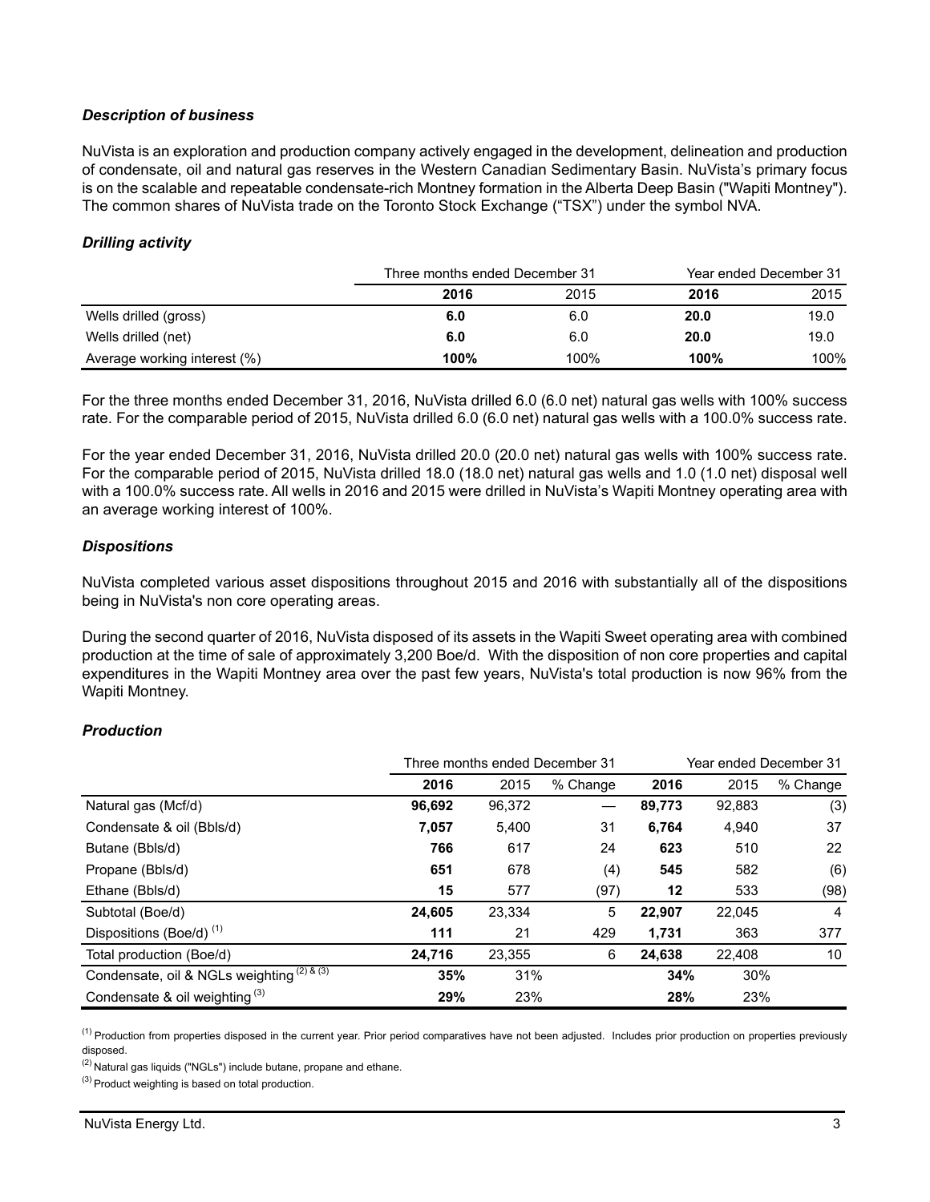### *Description of business*

NuVista is an exploration and production company actively engaged in the development, delineation and production of condensate, oil and natural gas reserves in the Western Canadian Sedimentary Basin. NuVista's primary focus is on the scalable and repeatable condensate-rich Montney formation in the Alberta Deep Basin ("Wapiti Montney"). The common shares of NuVista trade on the Toronto Stock Exchange ("TSX") under the symbol NVA.

### *Drilling activity*

| | Three months ended December 31 | | Year ended December 31 | |
|---|---|---|---|---|
| | **2016** | 2015 | **2016** | 2015 |
| Wells drilled (gross) | **6.0** | 6.0 | **20.0** | 19.0 |
| Wells drilled (net) | **6.0** | 6.0 | **20.0** | 19.0 |
| Average working interest (%) | **100%** | 100% | **100%** | 100% |

For the three months ended December 31, 2016, NuVista drilled 6.0 (6.0 net) natural gas wells with 100% success rate. For the comparable period of 2015, NuVista drilled 6.0 (6.0 net) natural gas wells with a 100.0% success rate.

For the year ended December 31, 2016, NuVista drilled 20.0 (20.0 net) natural gas wells with 100% success rate. For the comparable period of 2015, NuVista drilled 18.0 (18.0 net) natural gas wells and 1.0 (1.0 net) disposal well with a 100.0% success rate. All wells in 2016 and 2015 were drilled in NuVista's Wapiti Montney operating area with an average working interest of 100%.

### *Dispositions*

NuVista completed various asset dispositions throughout 2015 and 2016 with substantially all of the dispositions being in NuVista's non core operating areas.

During the second quarter of 2016, NuVista disposed of its assets in the Wapiti Sweet operating area with combined production at the time of sale of approximately 3,200 Boe/d. With the disposition of non core properties and capital expenditures in the Wapiti Montney area over the past few years, NuVista's total production is now 96% from the Wapiti Montney.

### *Production*

| | Three months ended December 31 | | | Year ended December 31 | | |
|---|---|---|---|---|---|---|
| | **2016** | 2015 | % Change | **2016** | 2015 | % Change |
| Natural gas (Mcf/d) | **96,692** | 96,372 | — | **89,773** | 92,883 | (3) |
| Condensate & oil (Bbls/d) | **7,057** | 5,400 | 31 | **6,764** | 4,940 | 37 |
| Butane (Bbls/d) | **766** | 617 | 24 | **623** | 510 | 22 |
| Propane (Bbls/d) | **651** | 678 | (4) | **545** | 582 | (6) |
| Ethane (Bbls/d) | **15** | 577 | (97) | **12** | 533 | (98) |
| Subtotal (Boe/d) | **24,605** | 23,334 | 5 | **22,907** | 22,045 | 4 |
| Dispositions (Boe/d) [(1)] | **111** | 21 | 429 | **1,731** | 363 | 377 |
| Total production (Boe/d) | **24,716** | 23,355 | 6 | **24,638** | 22,408 | 10 |
| Condensate, oil & NGLs weighting [(2) & (3)] | **35%** | 31% | | **34%** | 30% | |
| Condensate & oil weighting [(3)] | **29%** | 23% | | **28%** | 23% | |

[(1)] Production from properties disposed in the current year. Prior period comparatives have not been adjusted. Includes prior production on properties previously disposed.

[(2)] Natural gas liquids ("NGLs") include butane, propane and ethane.

[(3)] Product weighting is based on total production.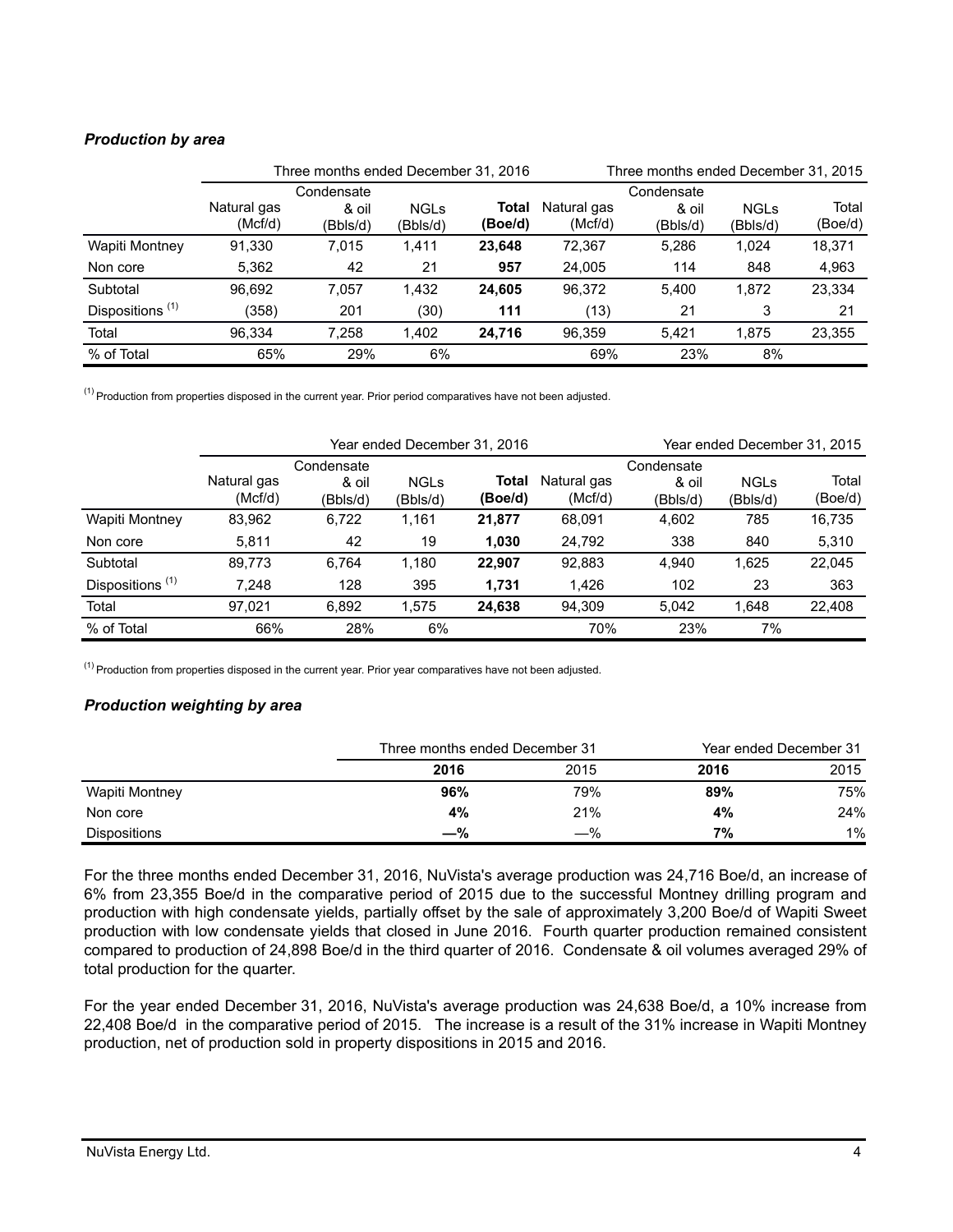### *Production by area*

| | Three months ended December 31, 2016 | | | | Three months ended December 31, 2015 | | | |
|---|---|---|---|---|---|---|---|---|
| | Natural gas (Mcf/d) | Condensate & oil (Bbls/d) | NGLs (Bbls/d) | **Total (Boe/d)** | Natural gas (Mcf/d) | Condensate & oil (Bbls/d) | NGLs (Bbls/d) | Total (Boe/d) |
| Wapiti Montney | 91,330 | 7,015 | 1,411 | **23,648** | 72,367 | 5,286 | 1,024 | 18,371 |
| Non core | 5,362 | 42 | 21 | **957** | 24,005 | 114 | 848 | 4,963 |
| Subtotal | 96,692 | 7,057 | 1,432 | **24,605** | 96,372 | 5,400 | 1,872 | 23,334 |
| Dispositions [(1)] | (358) | 201 | (30) | **111** | (13) | 21 | 3 | 21 |
| Total | 96,334 | 7,258 | 1,402 | **24,716** | 96,359 | 5,421 | 1,875 | 23,355 |
| % of Total | 65% | 29% | 6% | | 69% | 23% | 8% | |

[(1)] Production from properties disposed in the current year. Prior period comparatives have not been adjusted.

| | Year ended December 31, 2016 | | | | Year ended December 31, 2015 | | | |
|---|---|---|---|---|---|---|---|---|
| | Natural gas (Mcf/d) | Condensate & oil (Bbls/d) | NGLs (Bbls/d) | **Total (Boe/d)** | Natural gas (Mcf/d) | Condensate & oil (Bbls/d) | NGLs (Bbls/d) | Total (Boe/d) |
| Wapiti Montney | 83,962 | 6,722 | 1,161 | **21,877** | 68,091 | 4,602 | 785 | 16,735 |
| Non core | 5,811 | 42 | 19 | **1,030** | 24,792 | 338 | 840 | 5,310 |
| Subtotal | 89,773 | 6,764 | 1,180 | **22,907** | 92,883 | 4,940 | 1,625 | 22,045 |
| Dispositions [(1)] | 7,248 | 128 | 395 | **1,731** | 1,426 | 102 | 23 | 363 |
| Total | 97,021 | 6,892 | 1,575 | **24,638** | 94,309 | 5,042 | 1,648 | 22,408 |
| % of Total | 66% | 28% | 6% | | 70% | 23% | 7% | |

[(1)] Production from properties disposed in the current year. Prior year comparatives have not been adjusted.

### *Production weighting by area*

| | Three months ended December 31 | | Year ended December 31 | |
|---|---|---|---|---|
| | **2016** | 2015 | **2016** | 2015 |
| Wapiti Montney | **96%** | 79% | **89%** | 75% |
| Non core | **4%** | 21% | **4%** | 24% |
| Dispositions | **—%** | —% | **7%** | 1% |

For the three months ended December 31, 2016, NuVista's average production was 24,716 Boe/d, an increase of 6% from 23,355 Boe/d in the comparative period of 2015 due to the successful Montney drilling program and production with high condensate yields, partially offset by the sale of approximately 3,200 Boe/d of Wapiti Sweet production with low condensate yields that closed in June 2016. Fourth quarter production remained consistent compared to production of 24,898 Boe/d in the third quarter of 2016. Condensate & oil volumes averaged 29% of total production for the quarter.

For the year ended December 31, 2016, NuVista's average production was 24,638 Boe/d, a 10% increase from 22,408 Boe/d in the comparative period of 2015. The increase is a result of the 31% increase in Wapiti Montney production, net of production sold in property dispositions in 2015 and 2016.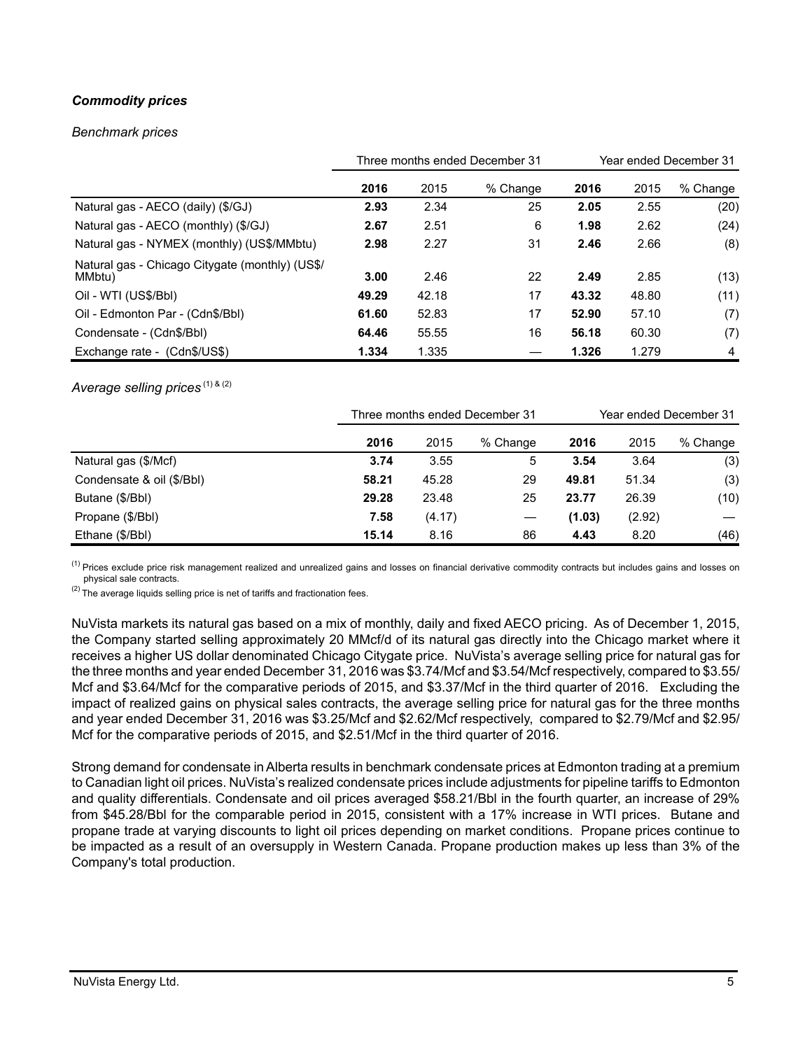***Commodity prices***

*Benchmark prices*

| | Three months ended December 31 | | | Year ended December 31 | | |
|---|---|---|---|---|---|---|
| | **2016** | 2015 | % Change | **2016** | 2015 | % Change |
| Natural gas - AECO (daily) ($/GJ) | **2.93** | 2.34 | 25 | **2.05** | 2.55 | (20) |
| Natural gas - AECO (monthly) ($/GJ) | **2.67** | 2.51 | 6 | **1.98** | 2.62 | (24) |
| Natural gas - NYMEX (monthly) (US$/MMbtu) | **2.98** | 2.27 | 31 | **2.46** | 2.66 | (8) |
| Natural gas - Chicago Citygate (monthly) (US$/MMbtu) | **3.00** | 2.46 | 22 | **2.49** | 2.85 | (13) |
| Oil - WTI (US$/Bbl) | **49.29** | 42.18 | 17 | **43.32** | 48.80 | (11) |
| Oil - Edmonton Par - (Cdn$/Bbl) | **61.60** | 52.83 | 17 | **52.90** | 57.10 | (7) |
| Condensate - (Cdn$/Bbl) | **64.46** | 55.55 | 16 | **56.18** | 60.30 | (7) |
| Exchange rate - (Cdn$/US$) | **1.334** | 1.335 | — | **1.326** | 1.279 | 4 |

*Average selling prices* [(1) & (2)]

| | Three months ended December 31 | | | Year ended December 31 | | |
|---|---|---|---|---|---|---|
| | **2016** | 2015 | % Change | **2016** | 2015 | % Change |
| Natural gas ($/Mcf) | **3.74** | 3.55 | 5 | **3.54** | 3.64 | (3) |
| Condensate & oil ($/Bbl) | **58.21** | 45.28 | 29 | **49.81** | 51.34 | (3) |
| Butane ($/Bbl) | **29.28** | 23.48 | 25 | **23.77** | 26.39 | (10) |
| Propane ($/Bbl) | **7.58** | (4.17) | — | **(1.03)** | (2.92) | — |
| Ethane ($/Bbl) | **15.14** | 8.16 | 86 | **4.43** | 8.20 | (46) |

(1) Prices exclude price risk management realized and unrealized gains and losses on financial derivative commodity contracts but includes gains and losses on physical sale contracts.

(2) The average liquids selling price is net of tariffs and fractionation fees.

NuVista markets its natural gas based on a mix of monthly, daily and fixed AECO pricing. As of December 1, 2015, the Company started selling approximately 20 MMcf/d of its natural gas directly into the Chicago market where it receives a higher US dollar denominated Chicago Citygate price. NuVista's average selling price for natural gas for the three months and year ended December 31, 2016 was $3.74/Mcf and $3.54/Mcf respectively, compared to $3.55/Mcf and $3.64/Mcf for the comparative periods of 2015, and $3.37/Mcf in the third quarter of 2016. Excluding the impact of realized gains on physical sales contracts, the average selling price for natural gas for the three months and year ended December 31, 2016 was $3.25/Mcf and $2.62/Mcf respectively, compared to $2.79/Mcf and $2.95/Mcf for the comparative periods of 2015, and $2.51/Mcf in the third quarter of 2016.

Strong demand for condensate in Alberta results in benchmark condensate prices at Edmonton trading at a premium to Canadian light oil prices. NuVista's realized condensate prices include adjustments for pipeline tariffs to Edmonton and quality differentials. Condensate and oil prices averaged $58.21/Bbl in the fourth quarter, an increase of 29% from $45.28/Bbl for the comparable period in 2015, consistent with a 17% increase in WTI prices. Butane and propane trade at varying discounts to light oil prices depending on market conditions. Propane prices continue to be impacted as a result of an oversupply in Western Canada. Propane production makes up less than 3% of the Company's total production.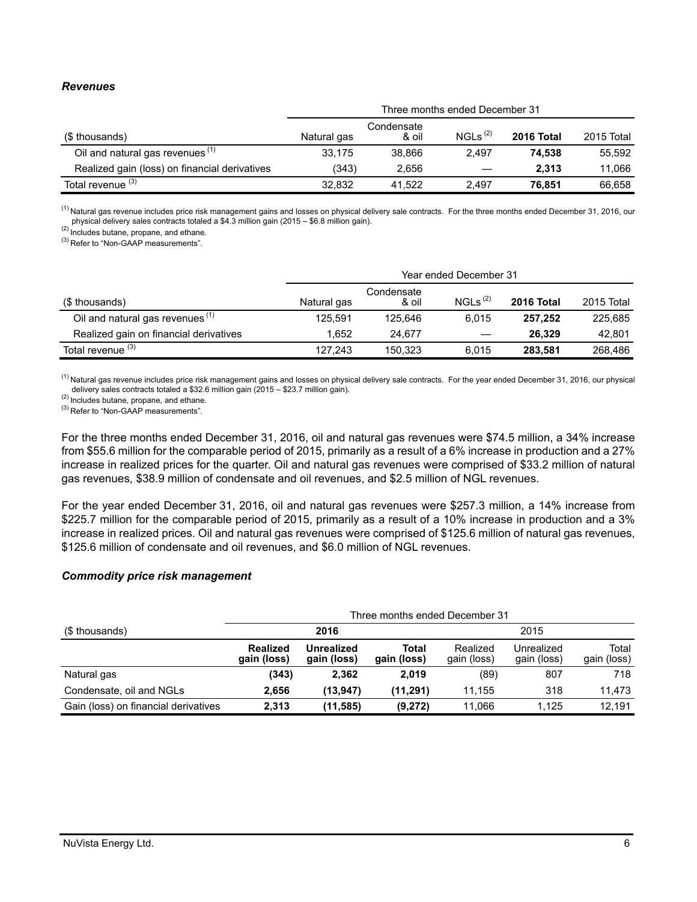### *Revenues*

| | Three months ended December 31 | | | | |
|---|---|---|---|---|---|
| ($ thousands) | Natural gas | Condensate & oil | NGLs [(2)] | **2016 Total** | 2015 Total |
| Oil and natural gas revenues [(1)] | 33,175 | 38,866 | 2,497 | **74,538** | 55,592 |
| Realized gain (loss) on financial derivatives | (343) | 2,656 | — | **2,313** | 11,066 |
| Total revenue [(3)] | 32,832 | 41,522 | 2,497 | **76,851** | 66,658 |

[(1)] Natural gas revenue includes price risk management gains and losses on physical delivery sale contracts. For the three months ended December 31, 2016, our physical delivery sales contracts totaled a $4.3 million gain (2015 – $6.8 million gain).
[(2)] Includes butane, propane, and ethane.
[(3)] Refer to "Non-GAAP measurements".

| | Year ended December 31 | | | | |
|---|---|---|---|---|---|
| ($ thousands) | Natural gas | Condensate & oil | NGLs [(2)] | **2016 Total** | 2015 Total |
| Oil and natural gas revenues [(1)] | 125,591 | 125,646 | 6,015 | **257,252** | 225,685 |
| Realized gain on financial derivatives | 1,652 | 24,677 | — | **26,329** | 42,801 |
| Total revenue [(3)] | 127,243 | 150,323 | 6,015 | **283,581** | 268,486 |

[(1)] Natural gas revenue includes price risk management gains and losses on physical delivery sale contracts. For the year ended December 31, 2016, our physical delivery sales contracts totaled a $32.6 million gain (2015 – $23.7 million gain).
[(2)] Includes butane, propane, and ethane.
[(3)] Refer to "Non-GAAP measurements".

For the three months ended December 31, 2016, oil and natural gas revenues were $74.5 million, a 34% increase from $55.6 million for the comparable period of 2015, primarily as a result of a 6% increase in production and a 27% increase in realized prices for the quarter. Oil and natural gas revenues were comprised of $33.2 million of natural gas revenues, $38.9 million of condensate and oil revenues, and $2.5 million of NGL revenues.

For the year ended December 31, 2016, oil and natural gas revenues were $257.3 million, a 14% increase from $225.7 million for the comparable period of 2015, primarily as a result of a 10% increase in production and a 3% increase in realized prices. Oil and natural gas revenues were comprised of $125.6 million of natural gas revenues, $125.6 million of condensate and oil revenues, and $6.0 million of NGL revenues.

### *Commodity price risk management*

| | Three months ended December 31 | | | | | |
|---|---|---|---|---|---|---|
| ($ thousands) | **2016** | | | 2015 | | |
| | **Realized gain (loss)** | **Unrealized gain (loss)** | **Total gain (loss)** | Realized gain (loss) | Unrealized gain (loss) | Total gain (loss) |
| Natural gas | **(343)** | **2,362** | **2,019** | (89) | 807 | 718 |
| Condensate, oil and NGLs | **2,656** | **(13,947)** | **(11,291)** | 11,155 | 318 | 11,473 |
| Gain (loss) on financial derivatives | **2,313** | **(11,585)** | **(9,272)** | 11,066 | 1,125 | 12,191 |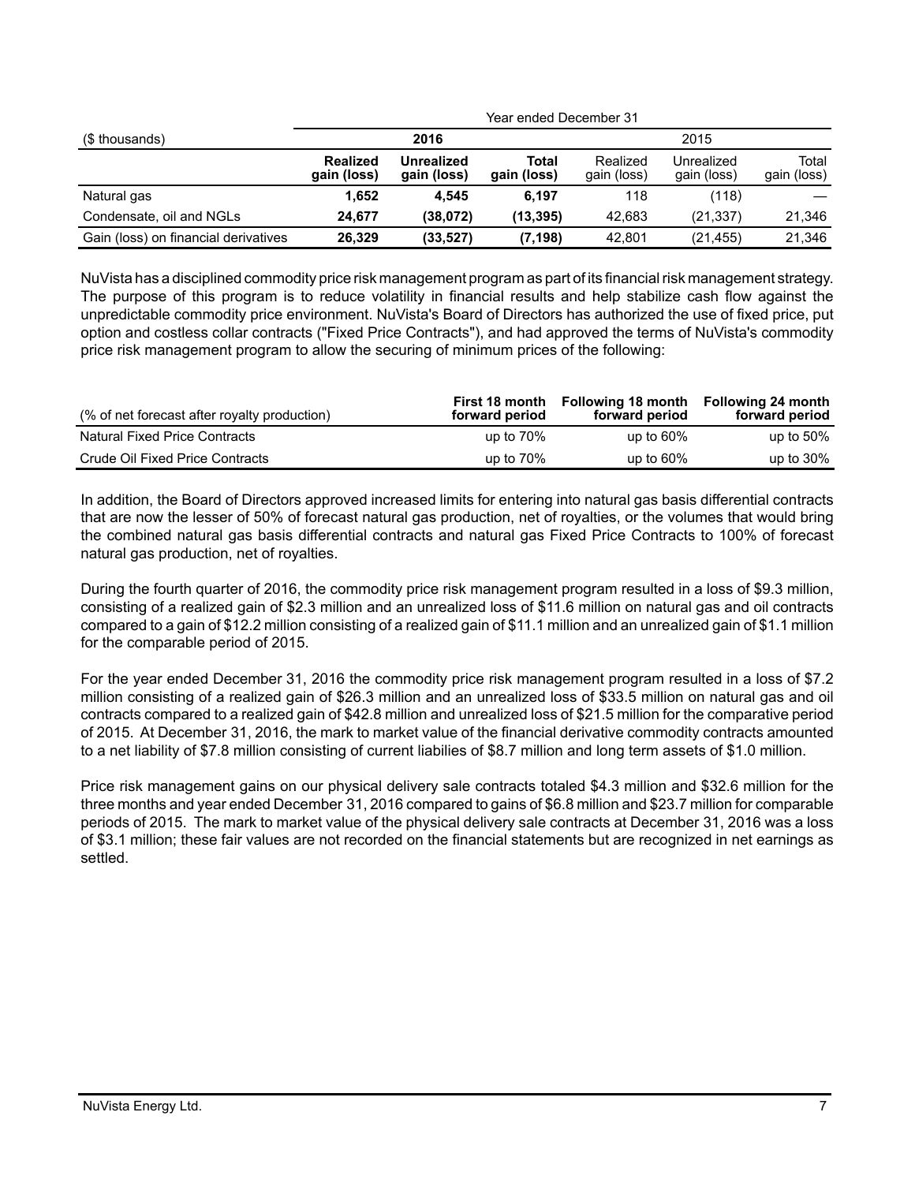| ($ thousands) | Year ended December 31 | | | | | |
|---|---|---|---|---|---|---|
| | **2016** | | | 2015 | | |
| | **Realized gain (loss)** | **Unrealized gain (loss)** | **Total gain (loss)** | Realized gain (loss) | Unrealized gain (loss) | Total gain (loss) |
| Natural gas | **1,652** | **4,545** | **6,197** | 118 | (118) | — |
| Condensate, oil and NGLs | **24,677** | **(38,072)** | **(13,395)** | 42,683 | (21,337) | 21,346 |
| Gain (loss) on financial derivatives | **26,329** | **(33,527)** | **(7,198)** | 42,801 | (21,455) | 21,346 |

NuVista has a disciplined commodity price risk management program as part of its financial risk management strategy. The purpose of this program is to reduce volatility in financial results and help stabilize cash flow against the unpredictable commodity price environment. NuVista's Board of Directors has authorized the use of fixed price, put option and costless collar contracts ("Fixed Price Contracts"), and had approved the terms of NuVista's commodity price risk management program to allow the securing of minimum prices of the following:

| (% of net forecast after royalty production) | First 18 month forward period | Following 18 month forward period | Following 24 month forward period |
|---|---|---|---|
| Natural Fixed Price Contracts | up to 70% | up to 60% | up to 50% |
| Crude Oil Fixed Price Contracts | up to 70% | up to 60% | up to 30% |

In addition, the Board of Directors approved increased limits for entering into natural gas basis differential contracts that are now the lesser of 50% of forecast natural gas production, net of royalties, or the volumes that would bring the combined natural gas basis differential contracts and natural gas Fixed Price Contracts to 100% of forecast natural gas production, net of royalties.

During the fourth quarter of 2016, the commodity price risk management program resulted in a loss of $9.3 million, consisting of a realized gain of $2.3 million and an unrealized loss of $11.6 million on natural gas and oil contracts compared to a gain of $12.2 million consisting of a realized gain of $11.1 million and an unrealized gain of $1.1 million for the comparable period of 2015.

For the year ended December 31, 2016 the commodity price risk management program resulted in a loss of $7.2 million consisting of a realized gain of $26.3 million and an unrealized loss of $33.5 million on natural gas and oil contracts compared to a realized gain of $42.8 million and unrealized loss of $21.5 million for the comparative period of 2015. At December 31, 2016, the mark to market value of the financial derivative commodity contracts amounted to a net liability of $7.8 million consisting of current liabilies of $8.7 million and long term assets of $1.0 million.

Price risk management gains on our physical delivery sale contracts totaled $4.3 million and $32.6 million for the three months and year ended December 31, 2016 compared to gains of $6.8 million and $23.7 million for comparable periods of 2015. The mark to market value of the physical delivery sale contracts at December 31, 2016 was a loss of $3.1 million; these fair values are not recorded on the financial statements but are recognized in net earnings as settled.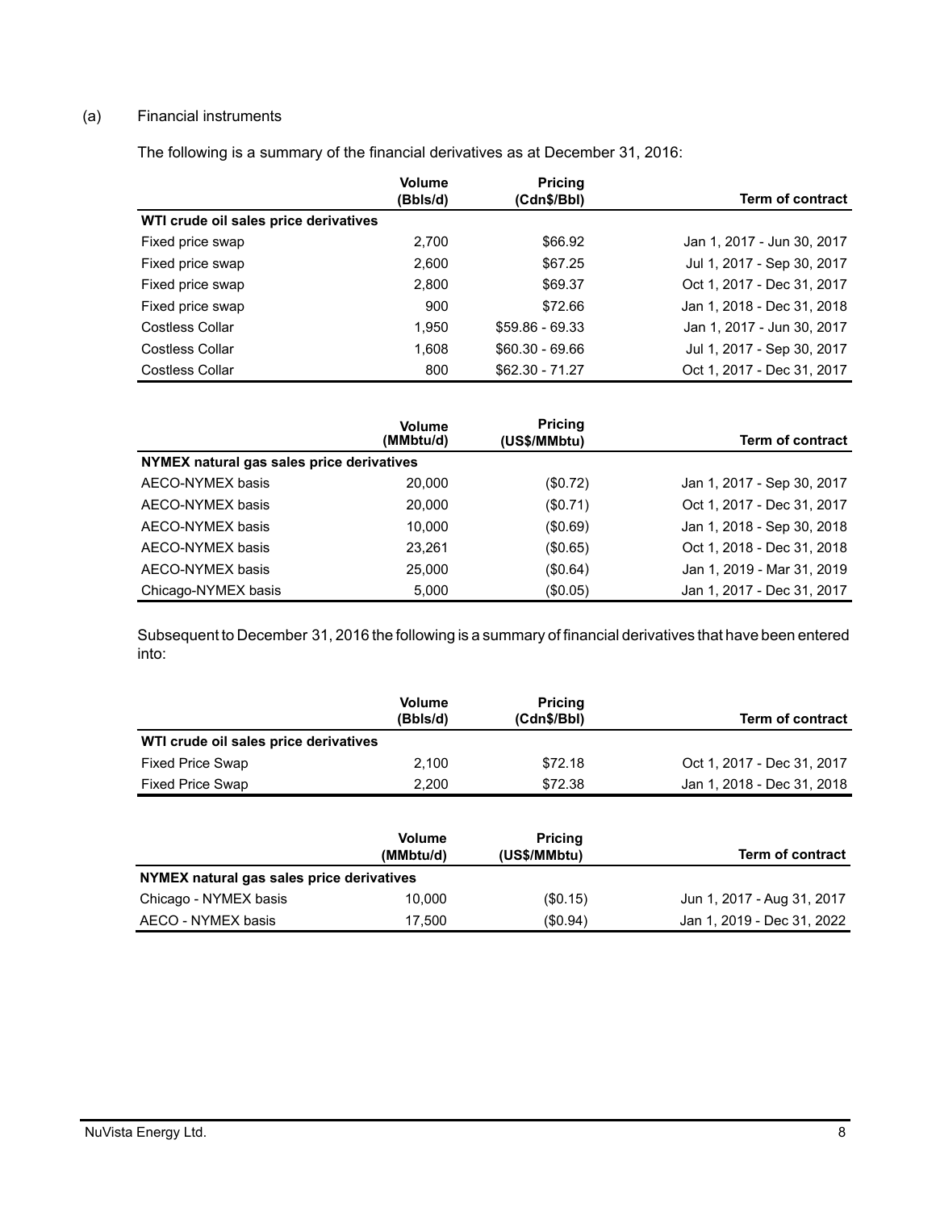(a) Financial instruments

The following is a summary of the financial derivatives as at December 31, 2016:

| | Volume (Bbls/d) | Pricing (Cdn$/Bbl) | Term of contract |
|---|---|---|---|
| **WTI crude oil sales price derivatives** | | | |
| Fixed price swap | 2,700 | $66.92 | Jan 1, 2017 - Jun 30, 2017 |
| Fixed price swap | 2,600 | $67.25 | Jul 1, 2017 - Sep 30, 2017 |
| Fixed price swap | 2,800 | $69.37 | Oct 1, 2017 - Dec 31, 2017 |
| Fixed price swap | 900 | $72.66 | Jan 1, 2018 - Dec 31, 2018 |
| Costless Collar | 1,950 | $59.86 - 69.33 | Jan 1, 2017 - Jun 30, 2017 |
| Costless Collar | 1,608 | $60.30 - 69.66 | Jul 1, 2017 - Sep 30, 2017 |
| Costless Collar | 800 | $62.30 - 71.27 | Oct 1, 2017 - Dec 31, 2017 |

| | Volume (MMbtu/d) | Pricing (US$/MMbtu) | Term of contract |
|---|---|---|---|
| **NYMEX natural gas sales price derivatives** | | | |
| AECO-NYMEX basis | 20,000 | ($0.72) | Jan 1, 2017 - Sep 30, 2017 |
| AECO-NYMEX basis | 20,000 | ($0.71) | Oct 1, 2017 - Dec 31, 2017 |
| AECO-NYMEX basis | 10,000 | ($0.69) | Jan 1, 2018 - Sep 30, 2018 |
| AECO-NYMEX basis | 23,261 | ($0.65) | Oct 1, 2018 - Dec 31, 2018 |
| AECO-NYMEX basis | 25,000 | ($0.64) | Jan 1, 2019 - Mar 31, 2019 |
| Chicago-NYMEX basis | 5,000 | ($0.05) | Jan 1, 2017 - Dec 31, 2017 |

Subsequent to December 31, 2016 the following is a summary of financial derivatives that have been entered into:

| | Volume (Bbls/d) | Pricing (Cdn$/Bbl) | Term of contract |
|---|---|---|---|
| **WTI crude oil sales price derivatives** | | | |
| Fixed Price Swap | 2,100 | $72.18 | Oct 1, 2017 - Dec 31, 2017 |
| Fixed Price Swap | 2,200 | $72.38 | Jan 1, 2018 - Dec 31, 2018 |

| | Volume (MMbtu/d) | Pricing (US$/MMbtu) | Term of contract |
|---|---|---|---|
| **NYMEX natural gas sales price derivatives** | | | |
| Chicago - NYMEX basis | 10,000 | ($0.15) | Jun 1, 2017 - Aug 31, 2017 |
| AECO - NYMEX basis | 17,500 | ($0.94) | Jan 1, 2019 - Dec 31, 2022 |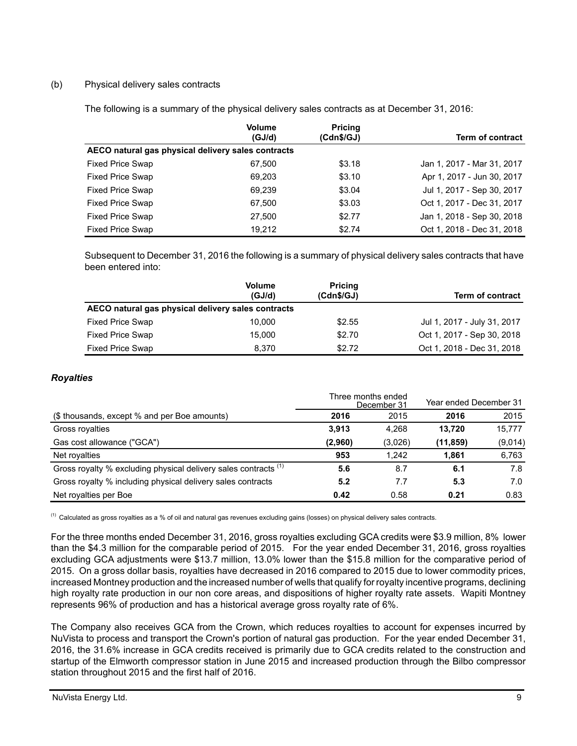(b) Physical delivery sales contracts

The following is a summary of the physical delivery sales contracts as at December 31, 2016:

| | Volume (GJ/d) | Pricing (Cdn$/GJ) | Term of contract |
|---|---|---|---|
| **AECO natural gas physical delivery sales contracts** | | | |
| Fixed Price Swap | 67,500 | $3.18 | Jan 1, 2017 - Mar 31, 2017 |
| Fixed Price Swap | 69,203 | $3.10 | Apr 1, 2017 - Jun 30, 2017 |
| Fixed Price Swap | 69,239 | $3.04 | Jul 1, 2017 - Sep 30, 2017 |
| Fixed Price Swap | 67,500 | $3.03 | Oct 1, 2017 - Dec 31, 2017 |
| Fixed Price Swap | 27,500 | $2.77 | Jan 1, 2018 - Sep 30, 2018 |
| Fixed Price Swap | 19,212 | $2.74 | Oct 1, 2018 - Dec 31, 2018 |

Subsequent to December 31, 2016 the following is a summary of physical delivery sales contracts that have been entered into:

| | Volume (GJ/d) | Pricing (Cdn$/GJ) | Term of contract |
|---|---|---|---|
| **AECO natural gas physical delivery sales contracts** | | | |
| Fixed Price Swap | 10,000 | $2.55 | Jul 1, 2017 - July 31, 2017 |
| Fixed Price Swap | 15,000 | $2.70 | Oct 1, 2017 - Sep 30, 2018 |
| Fixed Price Swap | 8,370 | $2.72 | Oct 1, 2018 - Dec 31, 2018 |

### *Royalties*

| | Three months ended December 31 | | Year ended December 31 | |
|---|---|---|---|---|
| ($ thousands, except % and per Boe amounts) | **2016** | 2015 | **2016** | 2015 |
| Gross royalties | **3,913** | 4,268 | **13,720** | 15,777 |
| Gas cost allowance ("GCA") | **(2,960)** | (3,026) | **(11,859)** | (9,014) |
| Net royalties | **953** | 1,242 | **1,861** | 6,763 |
| Gross royalty % excluding physical delivery sales contracts [(1)] | **5.6** | 8.7 | **6.1** | 7.8 |
| Gross royalty % including physical delivery sales contracts | **5.2** | 7.7 | **5.3** | 7.0 |
| Net royalties per Boe | **0.42** | 0.58 | **0.21** | 0.83 |

[(1)] Calculated as gross royalties as a % of oil and natural gas revenues excluding gains (losses) on physical delivery sales contracts.

For the three months ended December 31, 2016, gross royalties excluding GCA credits were $3.9 million, 8% lower than the $4.3 million for the comparable period of 2015. For the year ended December 31, 2016, gross royalties excluding GCA adjustments were $13.7 million, 13.0% lower than the $15.8 million for the comparative period of 2015. On a gross dollar basis, royalties have decreased in 2016 compared to 2015 due to lower commodity prices, increased Montney production and the increased number of wells that qualify for royalty incentive programs, declining high royalty rate production in our non core areas, and dispositions of higher royalty rate assets. Wapiti Montney represents 96% of production and has a historical average gross royalty rate of 6%.

The Company also receives GCA from the Crown, which reduces royalties to account for expenses incurred by NuVista to process and transport the Crown's portion of natural gas production. For the year ended December 31, 2016, the 31.6% increase in GCA credits received is primarily due to GCA credits related to the construction and startup of the Elmworth compressor station in June 2015 and increased production through the Bilbo compressor station throughout 2015 and the first half of 2016.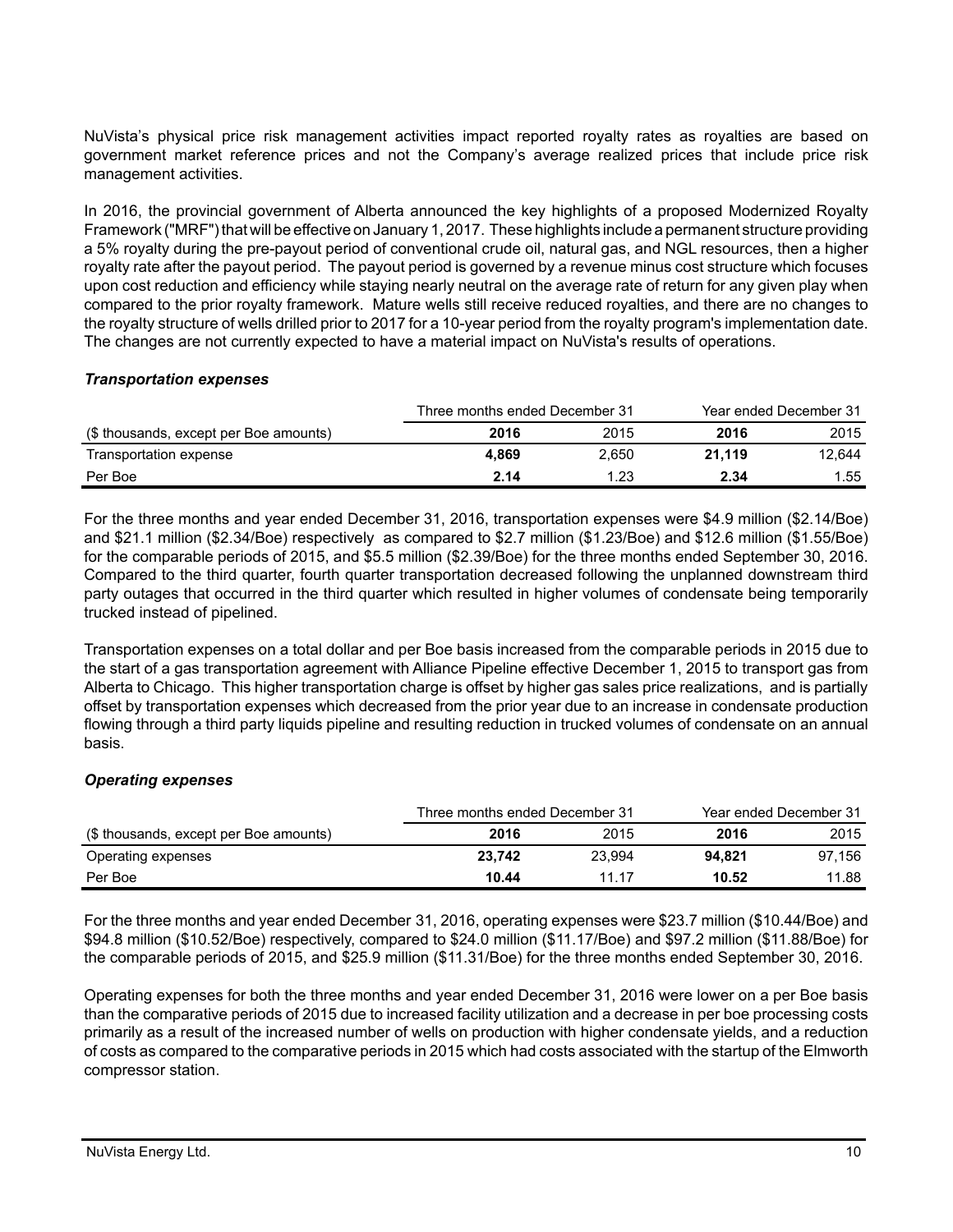NuVista's physical price risk management activities impact reported royalty rates as royalties are based on government market reference prices and not the Company's average realized prices that include price risk management activities.

In 2016, the provincial government of Alberta announced the key highlights of a proposed Modernized Royalty Framework ("MRF") that will be effective on January 1, 2017. These highlights include a permanent structure providing a 5% royalty during the pre-payout period of conventional crude oil, natural gas, and NGL resources, then a higher royalty rate after the payout period. The payout period is governed by a revenue minus cost structure which focuses upon cost reduction and efficiency while staying nearly neutral on the average rate of return for any given play when compared to the prior royalty framework. Mature wells still receive reduced royalties, and there are no changes to the royalty structure of wells drilled prior to 2017 for a 10-year period from the royalty program's implementation date. The changes are not currently expected to have a material impact on NuVista's results of operations.

### *Transportation expenses*

| | Three months ended December 31 | | Year ended December 31 | |
|---|---|---|---|---|
| ($ thousands, except per Boe amounts) | **2016** | 2015 | **2016** | 2015 |
| Transportation expense | **4,869** | 2,650 | **21,119** | 12,644 |
| Per Boe | **2.14** | 1.23 | **2.34** | 1.55 |

For the three months and year ended December 31, 2016, transportation expenses were $4.9 million ($2.14/Boe) and $21.1 million ($2.34/Boe) respectively as compared to $2.7 million ($1.23/Boe) and $12.6 million ($1.55/Boe) for the comparable periods of 2015, and $5.5 million ($2.39/Boe) for the three months ended September 30, 2016. Compared to the third quarter, fourth quarter transportation decreased following the unplanned downstream third party outages that occurred in the third quarter which resulted in higher volumes of condensate being temporarily trucked instead of pipelined.

Transportation expenses on a total dollar and per Boe basis increased from the comparable periods in 2015 due to the start of a gas transportation agreement with Alliance Pipeline effective December 1, 2015 to transport gas from Alberta to Chicago. This higher transportation charge is offset by higher gas sales price realizations, and is partially offset by transportation expenses which decreased from the prior year due to an increase in condensate production flowing through a third party liquids pipeline and resulting reduction in trucked volumes of condensate on an annual basis.

### *Operating expenses*

| | Three months ended December 31 | | Year ended December 31 | |
|---|---|---|---|---|
| ($ thousands, except per Boe amounts) | **2016** | 2015 | **2016** | 2015 |
| Operating expenses | **23,742** | 23,994 | **94,821** | 97,156 |
| Per Boe | **10.44** | 11.17 | **10.52** | 11.88 |

For the three months and year ended December 31, 2016, operating expenses were $23.7 million ($10.44/Boe) and $94.8 million ($10.52/Boe) respectively, compared to $24.0 million ($11.17/Boe) and $97.2 million ($11.88/Boe) for the comparable periods of 2015, and $25.9 million ($11.31/Boe) for the three months ended September 30, 2016.

Operating expenses for both the three months and year ended December 31, 2016 were lower on a per Boe basis than the comparative periods of 2015 due to increased facility utilization and a decrease in per boe processing costs primarily as a result of the increased number of wells on production with higher condensate yields, and a reduction of costs as compared to the comparative periods in 2015 which had costs associated with the startup of the Elmworth compressor station.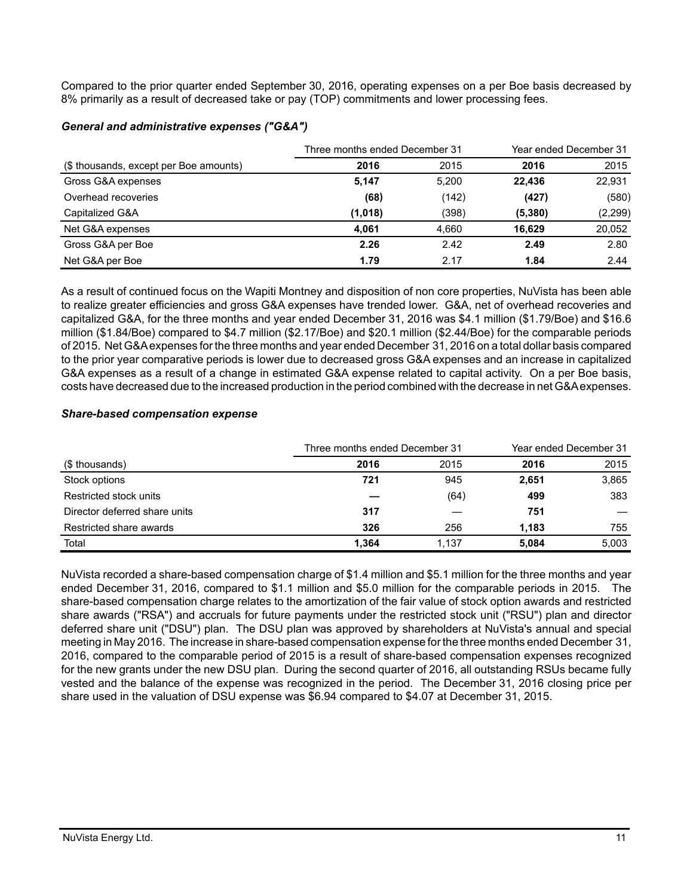Compared to the prior quarter ended September 30, 2016, operating expenses on a per Boe basis decreased by 8% primarily as a result of decreased take or pay (TOP) commitments and lower processing fees.

### *General and administrative expenses ("G&A")*

| | Three months ended December 31 | | Year ended December 31 | |
|---|---|---|---|---|
| ($ thousands, except per Boe amounts) | **2016** | 2015 | **2016** | 2015 |
| Gross G&A expenses | **5,147** | 5,200 | **22,436** | 22,931 |
| Overhead recoveries | **(68)** | (142) | **(427)** | (580) |
| Capitalized G&A | **(1,018)** | (398) | **(5,380)** | (2,299) |
| Net G&A expenses | **4,061** | 4,660 | **16,629** | 20,052 |
| Gross G&A per Boe | **2.26** | 2.42 | **2.49** | 2.80 |
| Net G&A per Boe | **1.79** | 2.17 | **1.84** | 2.44 |

As a result of continued focus on the Wapiti Montney and disposition of non core properties, NuVista has been able to realize greater efficiencies and gross G&A expenses have trended lower. G&A, net of overhead recoveries and capitalized G&A, for the three months and year ended December 31, 2016 was $4.1 million ($1.79/Boe) and $16.6 million ($1.84/Boe) compared to $4.7 million ($2.17/Boe) and $20.1 million ($2.44/Boe) for the comparable periods of 2015. Net G&A expenses for the three months and year ended December 31, 2016 on a total dollar basis compared to the prior year comparative periods is lower due to decreased gross G&A expenses and an increase in capitalized G&A expenses as a result of a change in estimated G&A expense related to capital activity. On a per Boe basis, costs have decreased due to the increased production in the period combined with the decrease in net G&A expenses.

### *Share-based compensation expense*

| | Three months ended December 31 | | Year ended December 31 | |
|---|---|---|---|---|
| ($ thousands) | **2016** | 2015 | **2016** | 2015 |
| Stock options | **721** | 945 | **2,651** | 3,865 |
| Restricted stock units | **—** | (64) | **499** | 383 |
| Director deferred share units | **317** | — | **751** | — |
| Restricted share awards | **326** | 256 | **1,183** | 755 |
| Total | **1,364** | 1,137 | **5,084** | 5,003 |

NuVista recorded a share-based compensation charge of $1.4 million and $5.1 million for the three months and year ended December 31, 2016, compared to $1.1 million and $5.0 million for the comparable periods in 2015. The share-based compensation charge relates to the amortization of the fair value of stock option awards and restricted share awards ("RSA") and accruals for future payments under the restricted stock unit ("RSU") plan and director deferred share unit ("DSU") plan. The DSU plan was approved by shareholders at NuVista's annual and special meeting in May 2016. The increase in share-based compensation expense for the three months ended December 31, 2016, compared to the comparable period of 2015 is a result of share-based compensation expenses recognized for the new grants under the new DSU plan. During the second quarter of 2016, all outstanding RSUs became fully vested and the balance of the expense was recognized in the period. The December 31, 2016 closing price per share used in the valuation of DSU expense was $6.94 compared to $4.07 at December 31, 2015.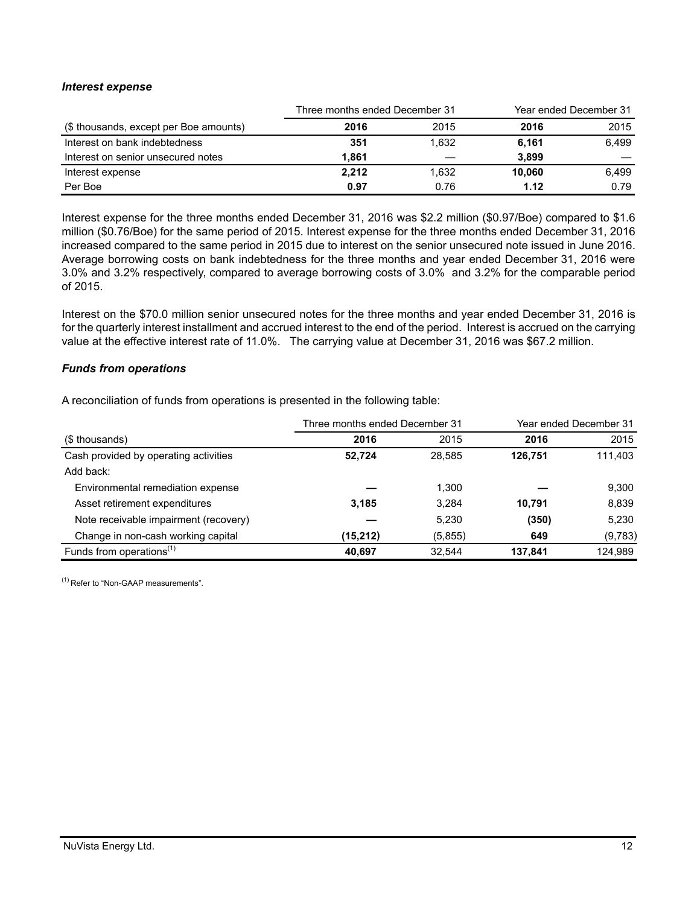### *Interest expense*

| | Three months ended December 31 | | Year ended December 31 | |
|---|---|---|---|---|
| ($ thousands, except per Boe amounts) | **2016** | 2015 | **2016** | 2015 |
| Interest on bank indebtedness | **351** | 1,632 | **6,161** | 6,499 |
| Interest on senior unsecured notes | **1,861** | — | **3,899** | — |
| Interest expense | **2,212** | 1,632 | **10,060** | 6,499 |
| Per Boe | **0.97** | 0.76 | **1.12** | 0.79 |

Interest expense for the three months ended December 31, 2016 was $2.2 million ($0.97/Boe) compared to $1.6 million ($0.76/Boe) for the same period of 2015. Interest expense for the three months ended December 31, 2016 increased compared to the same period in 2015 due to interest on the senior unsecured note issued in June 2016. Average borrowing costs on bank indebtedness for the three months and year ended December 31, 2016 were 3.0% and 3.2% respectively, compared to average borrowing costs of 3.0% and 3.2% for the comparable period of 2015.

Interest on the $70.0 million senior unsecured notes for the three months and year ended December 31, 2016 is for the quarterly interest installment and accrued interest to the end of the period. Interest is accrued on the carrying value at the effective interest rate of 11.0%. The carrying value at December 31, 2016 was $67.2 million.

### *Funds from operations*

A reconciliation of funds from operations is presented in the following table:

| | Three months ended December 31 | | Year ended December 31 | |
|---|---|---|---|---|
| ($ thousands) | **2016** | 2015 | **2016** | 2015 |
| Cash provided by operating activities | **52,724** | 28,585 | **126,751** | 111,403 |
| Add back: | | | | |
| Environmental remediation expense | **—** | 1,300 | **—** | 9,300 |
| Asset retirement expenditures | **3,185** | 3,284 | **10,791** | 8,839 |
| Note receivable impairment (recovery) | **—** | 5,230 | **(350)** | 5,230 |
| Change in non-cash working capital | **(15,212)** | (5,855) | **649** | (9,783) |
| Funds from operations[(1)] | **40,697** | 32,544 | **137,841** | 124,989 |

[(1)] Refer to "Non-GAAP measurements".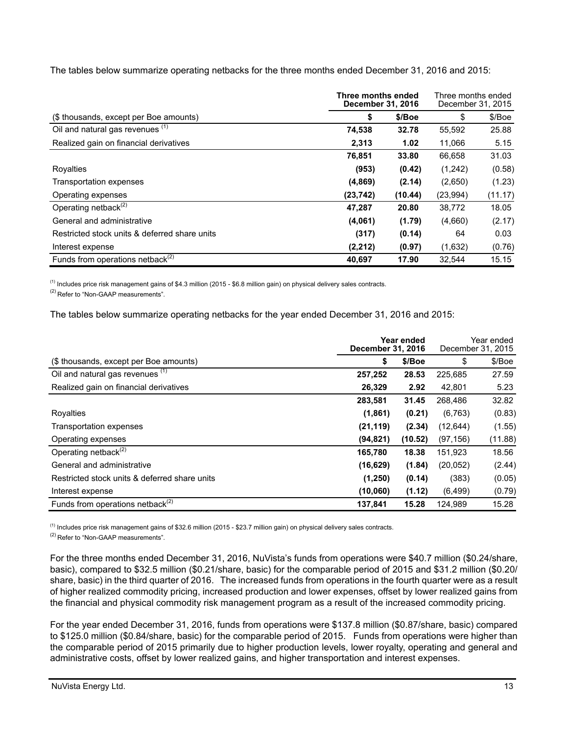The tables below summarize operating netbacks for the three months ended December 31, 2016 and 2015:

| | **Three months ended December 31, 2016** | | Three months ended December 31, 2015 | |
|---|---|---|---|---|
| ($ thousands, except per Boe amounts) | **$** | **$/Boe** | $ | $/Boe |
| Oil and natural gas revenues [(1)] | **74,538** | **32.78** | 55,592 | 25.88 |
| Realized gain on financial derivatives | **2,313** | **1.02** | 11,066 | 5.15 |
| | **76,851** | **33.80** | 66,658 | 31.03 |
| Royalties | **(953)** | **(0.42)** | (1,242) | (0.58) |
| Transportation expenses | **(4,869)** | **(2.14)** | (2,650) | (1.23) |
| Operating expenses | **(23,742)** | **(10.44)** | (23,994) | (11.17) |
| Operating netback[(2)] | **47,287** | **20.80** | 38,772 | 18.05 |
| General and administrative | **(4,061)** | **(1.79)** | (4,660) | (2.17) |
| Restricted stock units & deferred share units | **(317)** | **(0.14)** | 64 | 0.03 |
| Interest expense | **(2,212)** | **(0.97)** | (1,632) | (0.76) |
| Funds from operations netback[(2)] | **40,697** | **17.90** | 32,544 | 15.15 |

[(1)] Includes price risk management gains of $4.3 million (2015 - $6.8 million gain) on physical delivery sales contracts.

[(2)] Refer to "Non-GAAP measurements".

The tables below summarize operating netbacks for the year ended December 31, 2016 and 2015:

| | **Year ended December 31, 2016** | | Year ended December 31, 2015 | |
|---|---|---|---|---|
| ($ thousands, except per Boe amounts) | **$** | **$/Boe** | $ | $/Boe |
| Oil and natural gas revenues [(1)] | **257,252** | **28.53** | 225,685 | 27.59 |
| Realized gain on financial derivatives | **26,329** | **2.92** | 42,801 | 5.23 |
| | **283,581** | **31.45** | 268,486 | 32.82 |
| Royalties | **(1,861)** | **(0.21)** | (6,763) | (0.83) |
| Transportation expenses | **(21,119)** | **(2.34)** | (12,644) | (1.55) |
| Operating expenses | **(94,821)** | **(10.52)** | (97,156) | (11.88) |
| Operating netback[(2)] | **165,780** | **18.38** | 151,923 | 18.56 |
| General and administrative | **(16,629)** | **(1.84)** | (20,052) | (2.44) |
| Restricted stock units & deferred share units | **(1,250)** | **(0.14)** | (383) | (0.05) |
| Interest expense | **(10,060)** | **(1.12)** | (6,499) | (0.79) |
| Funds from operations netback[(2)] | **137,841** | **15.28** | 124,989 | 15.28 |

[(1)] Includes price risk management gains of $32.6 million (2015 - $23.7 million gain) on physical delivery sales contracts.

[(2)] Refer to "Non-GAAP measurements".

For the three months ended December 31, 2016, NuVista's funds from operations were $40.7 million ($0.24/share, basic), compared to $32.5 million ($0.21/share, basic) for the comparable period of 2015 and $31.2 million ($0.20/share, basic) in the third quarter of 2016. The increased funds from operations in the fourth quarter were as a result of higher realized commodity pricing, increased production and lower expenses, offset by lower realized gains from the financial and physical commodity risk management program as a result of the increased commodity pricing.

For the year ended December 31, 2016, funds from operations were $137.8 million ($0.87/share, basic) compared to $125.0 million ($0.84/share, basic) for the comparable period of 2015. Funds from operations were higher than the comparable period of 2015 primarily due to higher production levels, lower royalty, operating and general and administrative costs, offset by lower realized gains, and higher transportation and interest expenses.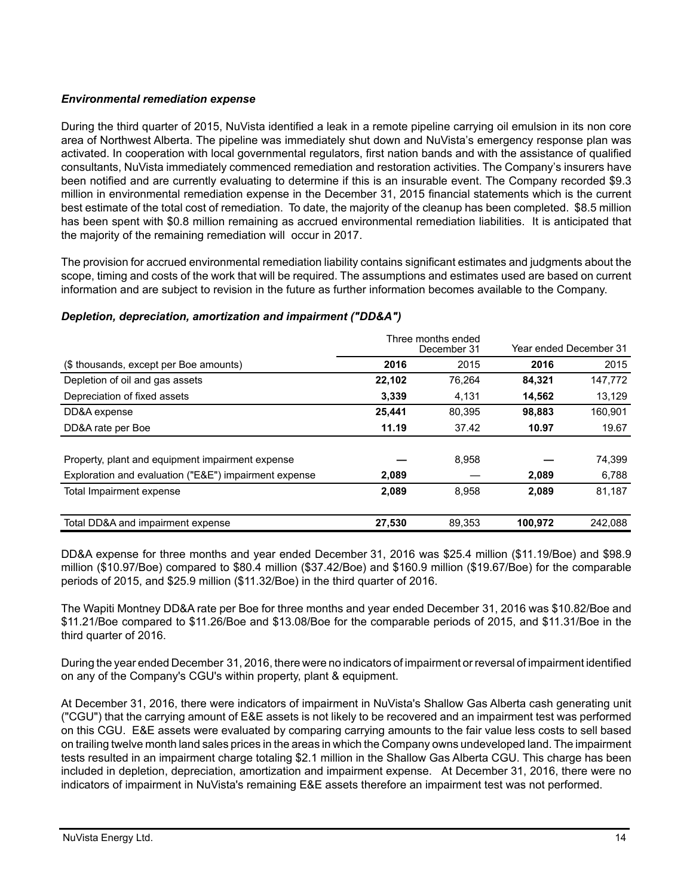### *Environmental remediation expense*

During the third quarter of 2015, NuVista identified a leak in a remote pipeline carrying oil emulsion in its non core area of Northwest Alberta. The pipeline was immediately shut down and NuVista's emergency response plan was activated. In cooperation with local governmental regulators, first nation bands and with the assistance of qualified consultants, NuVista immediately commenced remediation and restoration activities. The Company's insurers have been notified and are currently evaluating to determine if this is an insurable event. The Company recorded $9.3 million in environmental remediation expense in the December 31, 2015 financial statements which is the current best estimate of the total cost of remediation. To date, the majority of the cleanup has been completed. $8.5 million has been spent with $0.8 million remaining as accrued environmental remediation liabilities. It is anticipated that the majority of the remaining remediation will occur in 2017.

The provision for accrued environmental remediation liability contains significant estimates and judgments about the scope, timing and costs of the work that will be required. The assumptions and estimates used are based on current information and are subject to revision in the future as further information becomes available to the Company.

### *Depletion, depreciation, amortization and impairment ("DD&A")*

| | Three months ended December 31 | | Year ended December 31 | |
|---|---|---|---|---|
| ($ thousands, except per Boe amounts) | **2016** | 2015 | **2016** | 2015 |
| Depletion of oil and gas assets | **22,102** | 76,264 | **84,321** | 147,772 |
| Depreciation of fixed assets | **3,339** | 4,131 | **14,562** | 13,129 |
| DD&A expense | **25,441** | 80,395 | **98,883** | 160,901 |
| DD&A rate per Boe | **11.19** | 37.42 | **10.97** | 19.67 |
| | | | | |
| Property, plant and equipment impairment expense | **—** | 8,958 | **—** | 74,399 |
| Exploration and evaluation ("E&E") impairment expense | **2,089** | — | **2,089** | 6,788 |
| Total Impairment expense | **2,089** | 8,958 | **2,089** | 81,187 |
| | | | | |
| Total DD&A and impairment expense | **27,530** | 89,353 | **100,972** | 242,088 |

DD&A expense for three months and year ended December 31, 2016 was $25.4 million ($11.19/Boe) and $98.9 million ($10.97/Boe) compared to $80.4 million ($37.42/Boe) and $160.9 million ($19.67/Boe) for the comparable periods of 2015, and $25.9 million ($11.32/Boe) in the third quarter of 2016.

The Wapiti Montney DD&A rate per Boe for three months and year ended December 31, 2016 was $10.82/Boe and $11.21/Boe compared to $11.26/Boe and $13.08/Boe for the comparable periods of 2015, and $11.31/Boe in the third quarter of 2016.

During the year ended December 31, 2016, there were no indicators of impairment or reversal of impairment identified on any of the Company's CGU's within property, plant & equipment.

At December 31, 2016, there were indicators of impairment in NuVista's Shallow Gas Alberta cash generating unit ("CGU") that the carrying amount of E&E assets is not likely to be recovered and an impairment test was performed on this CGU. E&E assets were evaluated by comparing carrying amounts to the fair value less costs to sell based on trailing twelve month land sales prices in the areas in which the Company owns undeveloped land. The impairment tests resulted in an impairment charge totaling $2.1 million in the Shallow Gas Alberta CGU. This charge has been included in depletion, depreciation, amortization and impairment expense. At December 31, 2016, there were no indicators of impairment in NuVista's remaining E&E assets therefore an impairment test was not performed.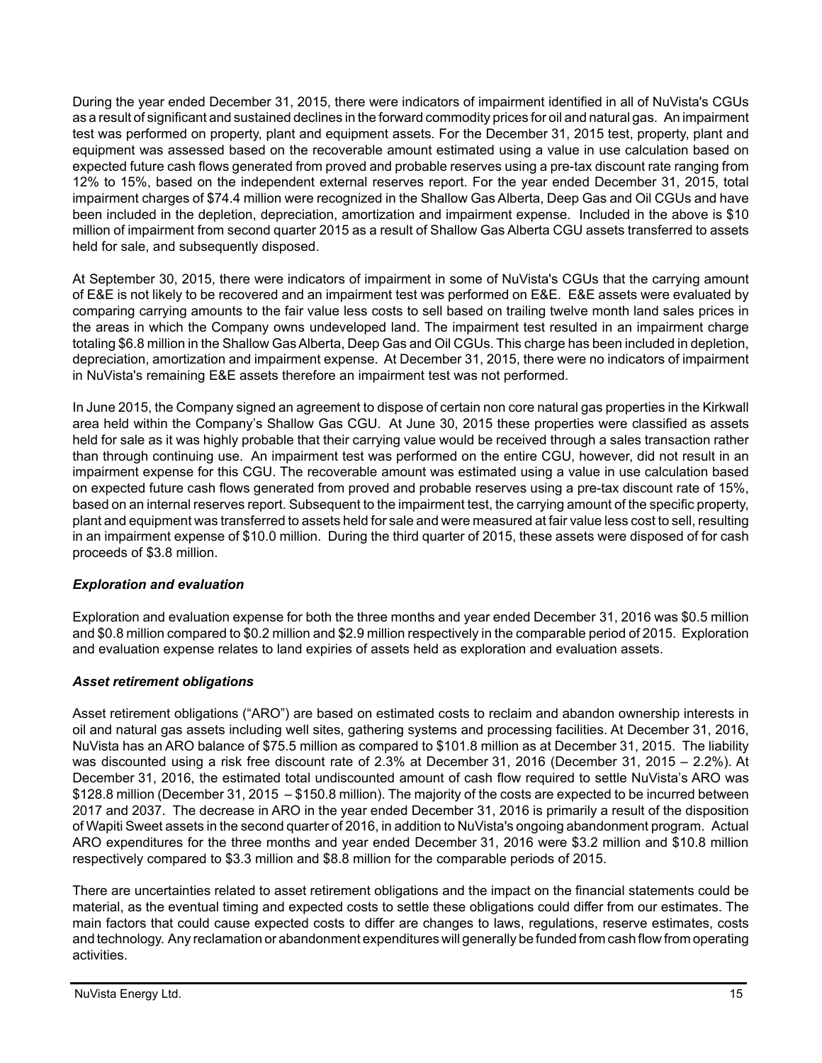During the year ended December 31, 2015, there were indicators of impairment identified in all of NuVista's CGUs as a result of significant and sustained declines in the forward commodity prices for oil and natural gas. An impairment test was performed on property, plant and equipment assets. For the December 31, 2015 test, property, plant and equipment was assessed based on the recoverable amount estimated using a value in use calculation based on expected future cash flows generated from proved and probable reserves using a pre-tax discount rate ranging from 12% to 15%, based on the independent external reserves report. For the year ended December 31, 2015, total impairment charges of $74.4 million were recognized in the Shallow Gas Alberta, Deep Gas and Oil CGUs and have been included in the depletion, depreciation, amortization and impairment expense. Included in the above is $10 million of impairment from second quarter 2015 as a result of Shallow Gas Alberta CGU assets transferred to assets held for sale, and subsequently disposed.

At September 30, 2015, there were indicators of impairment in some of NuVista's CGUs that the carrying amount of E&E is not likely to be recovered and an impairment test was performed on E&E. E&E assets were evaluated by comparing carrying amounts to the fair value less costs to sell based on trailing twelve month land sales prices in the areas in which the Company owns undeveloped land. The impairment test resulted in an impairment charge totaling $6.8 million in the Shallow Gas Alberta, Deep Gas and Oil CGUs. This charge has been included in depletion, depreciation, amortization and impairment expense. At December 31, 2015, there were no indicators of impairment in NuVista's remaining E&E assets therefore an impairment test was not performed.

In June 2015, the Company signed an agreement to dispose of certain non core natural gas properties in the Kirkwall area held within the Company's Shallow Gas CGU. At June 30, 2015 these properties were classified as assets held for sale as it was highly probable that their carrying value would be received through a sales transaction rather than through continuing use. An impairment test was performed on the entire CGU, however, did not result in an impairment expense for this CGU. The recoverable amount was estimated using a value in use calculation based on expected future cash flows generated from proved and probable reserves using a pre-tax discount rate of 15%, based on an internal reserves report. Subsequent to the impairment test, the carrying amount of the specific property, plant and equipment was transferred to assets held for sale and were measured at fair value less cost to sell, resulting in an impairment expense of $10.0 million. During the third quarter of 2015, these assets were disposed of for cash proceeds of $3.8 million.

### *Exploration and evaluation*

Exploration and evaluation expense for both the three months and year ended December 31, 2016 was $0.5 million and $0.8 million compared to $0.2 million and $2.9 million respectively in the comparable period of 2015. Exploration and evaluation expense relates to land expiries of assets held as exploration and evaluation assets.

### *Asset retirement obligations*

Asset retirement obligations ("ARO") are based on estimated costs to reclaim and abandon ownership interests in oil and natural gas assets including well sites, gathering systems and processing facilities. At December 31, 2016, NuVista has an ARO balance of $75.5 million as compared to $101.8 million as at December 31, 2015. The liability was discounted using a risk free discount rate of 2.3% at December 31, 2016 (December 31, 2015 – 2.2%). At December 31, 2016, the estimated total undiscounted amount of cash flow required to settle NuVista's ARO was $128.8 million (December 31, 2015 – $150.8 million). The majority of the costs are expected to be incurred between 2017 and 2037. The decrease in ARO in the year ended December 31, 2016 is primarily a result of the disposition of Wapiti Sweet assets in the second quarter of 2016, in addition to NuVista's ongoing abandonment program. Actual ARO expenditures for the three months and year ended December 31, 2016 were $3.2 million and $10.8 million respectively compared to $3.3 million and $8.8 million for the comparable periods of 2015.

There are uncertainties related to asset retirement obligations and the impact on the financial statements could be material, as the eventual timing and expected costs to settle these obligations could differ from our estimates. The main factors that could cause expected costs to differ are changes to laws, regulations, reserve estimates, costs and technology. Any reclamation or abandonment expenditures will generally be funded from cash flow from operating activities.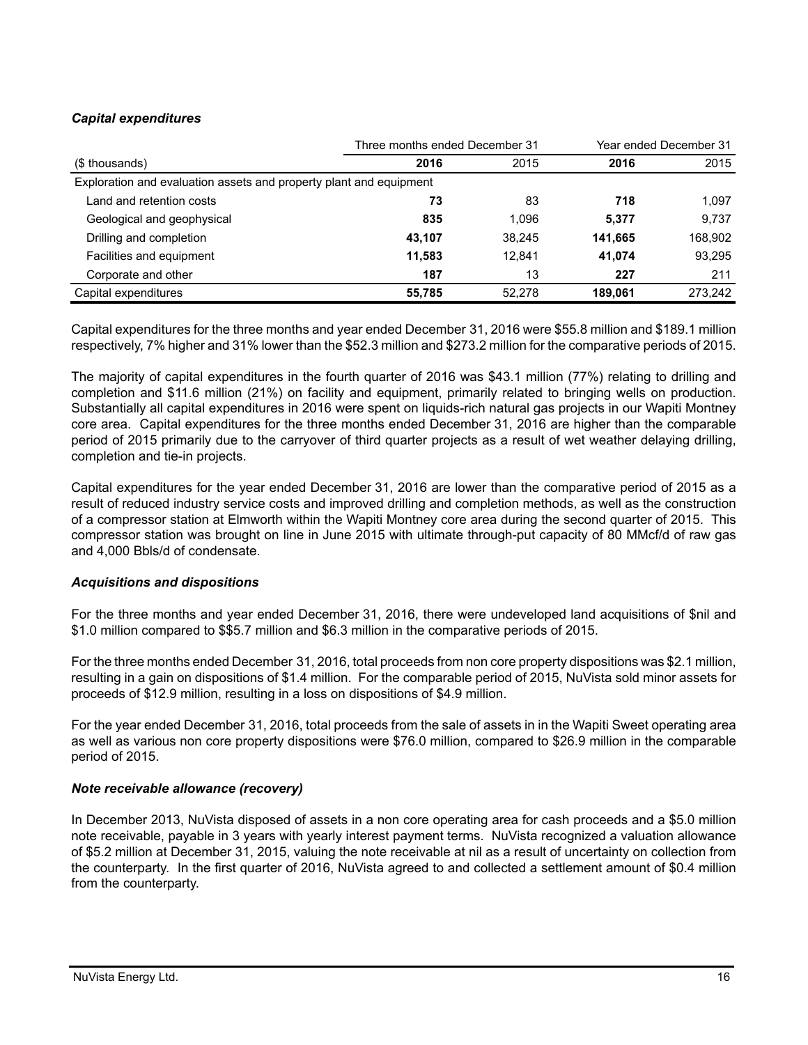### *Capital expenditures*

| ($ thousands) | Three months ended December 31 | | Year ended December 31 | |
|---|---|---|---|---|
| | **2016** | 2015 | **2016** | 2015 |
| Exploration and evaluation assets and property plant and equipment | | | | |
| Land and retention costs | **73** | 83 | **718** | 1,097 |
| Geological and geophysical | **835** | 1,096 | **5,377** | 9,737 |
| Drilling and completion | **43,107** | 38,245 | **141,665** | 168,902 |
| Facilities and equipment | **11,583** | 12,841 | **41,074** | 93,295 |
| Corporate and other | **187** | 13 | **227** | 211 |
| Capital expenditures | **55,785** | 52,278 | **189,061** | 273,242 |

Capital expenditures for the three months and year ended December 31, 2016 were $55.8 million and $189.1 million respectively, 7% higher and 31% lower than the $52.3 million and $273.2 million for the comparative periods of 2015.

The majority of capital expenditures in the fourth quarter of 2016 was $43.1 million (77%) relating to drilling and completion and $11.6 million (21%) on facility and equipment, primarily related to bringing wells on production. Substantially all capital expenditures in 2016 were spent on liquids-rich natural gas projects in our Wapiti Montney core area. Capital expenditures for the three months ended December 31, 2016 are higher than the comparable period of 2015 primarily due to the carryover of third quarter projects as a result of wet weather delaying drilling, completion and tie-in projects.

Capital expenditures for the year ended December 31, 2016 are lower than the comparative period of 2015 as a result of reduced industry service costs and improved drilling and completion methods, as well as the construction of a compressor station at Elmworth within the Wapiti Montney core area during the second quarter of 2015. This compressor station was brought on line in June 2015 with ultimate through-put capacity of 80 MMcf/d of raw gas and 4,000 Bbls/d of condensate.

### *Acquisitions and dispositions*

For the three months and year ended December 31, 2016, there were undeveloped land acquisitions of $nil and $1.0 million compared to $$5.7 million and $6.3 million in the comparative periods of 2015.

For the three months ended December 31, 2016, total proceeds from non core property dispositions was $2.1 million, resulting in a gain on dispositions of $1.4 million. For the comparable period of 2015, NuVista sold minor assets for proceeds of $12.9 million, resulting in a loss on dispositions of $4.9 million.

For the year ended December 31, 2016, total proceeds from the sale of assets in in the Wapiti Sweet operating area as well as various non core property dispositions were $76.0 million, compared to $26.9 million in the comparable period of 2015.

### *Note receivable allowance (recovery)*

In December 2013, NuVista disposed of assets in a non core operating area for cash proceeds and a $5.0 million note receivable, payable in 3 years with yearly interest payment terms. NuVista recognized a valuation allowance of $5.2 million at December 31, 2015, valuing the note receivable at nil as a result of uncertainty on collection from the counterparty. In the first quarter of 2016, NuVista agreed to and collected a settlement amount of $0.4 million from the counterparty.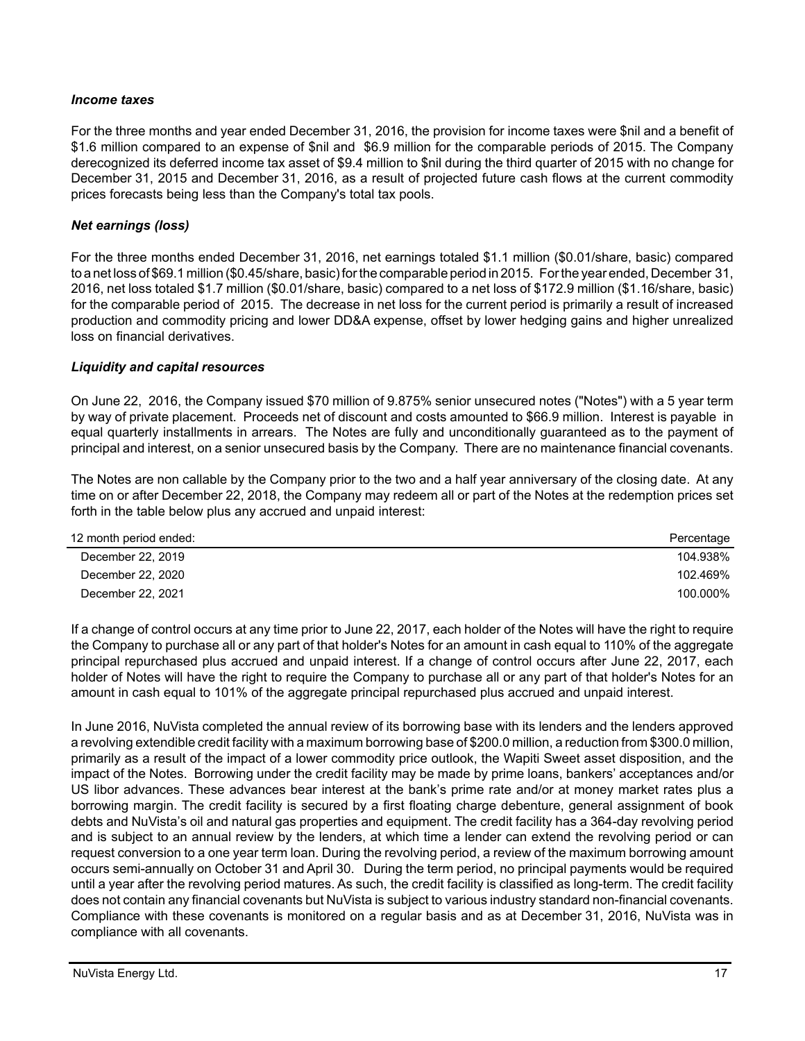### *Income taxes*

For the three months and year ended December 31, 2016, the provision for income taxes were $nil and a benefit of $1.6 million compared to an expense of $nil and $6.9 million for the comparable periods of 2015. The Company derecognized its deferred income tax asset of $9.4 million to $nil during the third quarter of 2015 with no change for December 31, 2015 and December 31, 2016, as a result of projected future cash flows at the current commodity prices forecasts being less than the Company's total tax pools.

### *Net earnings (loss)*

For the three months ended December 31, 2016, net earnings totaled $1.1 million ($0.01/share, basic) compared to a net loss of $69.1 million ($0.45/share, basic) for the comparable period in 2015. For the year ended, December 31, 2016, net loss totaled $1.7 million ($0.01/share, basic) compared to a net loss of $172.9 million ($1.16/share, basic) for the comparable period of 2015. The decrease in net loss for the current period is primarily a result of increased production and commodity pricing and lower DD&A expense, offset by lower hedging gains and higher unrealized loss on financial derivatives.

### *Liquidity and capital resources*

On June 22, 2016, the Company issued $70 million of 9.875% senior unsecured notes ("Notes") with a 5 year term by way of private placement. Proceeds net of discount and costs amounted to $66.9 million. Interest is payable in equal quarterly installments in arrears. The Notes are fully and unconditionally guaranteed as to the payment of principal and interest, on a senior unsecured basis by the Company. There are no maintenance financial covenants.

The Notes are non callable by the Company prior to the two and a half year anniversary of the closing date. At any time on or after December 22, 2018, the Company may redeem all or part of the Notes at the redemption prices set forth in the table below plus any accrued and unpaid interest:

| 12 month period ended: | Percentage |
|---|---|
| December 22, 2019 | 104.938% |
| December 22, 2020 | 102.469% |
| December 22, 2021 | 100.000% |

If a change of control occurs at any time prior to June 22, 2017, each holder of the Notes will have the right to require the Company to purchase all or any part of that holder's Notes for an amount in cash equal to 110% of the aggregate principal repurchased plus accrued and unpaid interest. If a change of control occurs after June 22, 2017, each holder of Notes will have the right to require the Company to purchase all or any part of that holder's Notes for an amount in cash equal to 101% of the aggregate principal repurchased plus accrued and unpaid interest.

In June 2016, NuVista completed the annual review of its borrowing base with its lenders and the lenders approved a revolving extendible credit facility with a maximum borrowing base of $200.0 million, a reduction from $300.0 million, primarily as a result of the impact of a lower commodity price outlook, the Wapiti Sweet asset disposition, and the impact of the Notes. Borrowing under the credit facility may be made by prime loans, bankers' acceptances and/or US libor advances. These advances bear interest at the bank's prime rate and/or at money market rates plus a borrowing margin. The credit facility is secured by a first floating charge debenture, general assignment of book debts and NuVista's oil and natural gas properties and equipment. The credit facility has a 364-day revolving period and is subject to an annual review by the lenders, at which time a lender can extend the revolving period or can request conversion to a one year term loan. During the revolving period, a review of the maximum borrowing amount occurs semi-annually on October 31 and April 30. During the term period, no principal payments would be required until a year after the revolving period matures. As such, the credit facility is classified as long-term. The credit facility does not contain any financial covenants but NuVista is subject to various industry standard non-financial covenants. Compliance with these covenants is monitored on a regular basis and as at December 31, 2016, NuVista was in compliance with all covenants.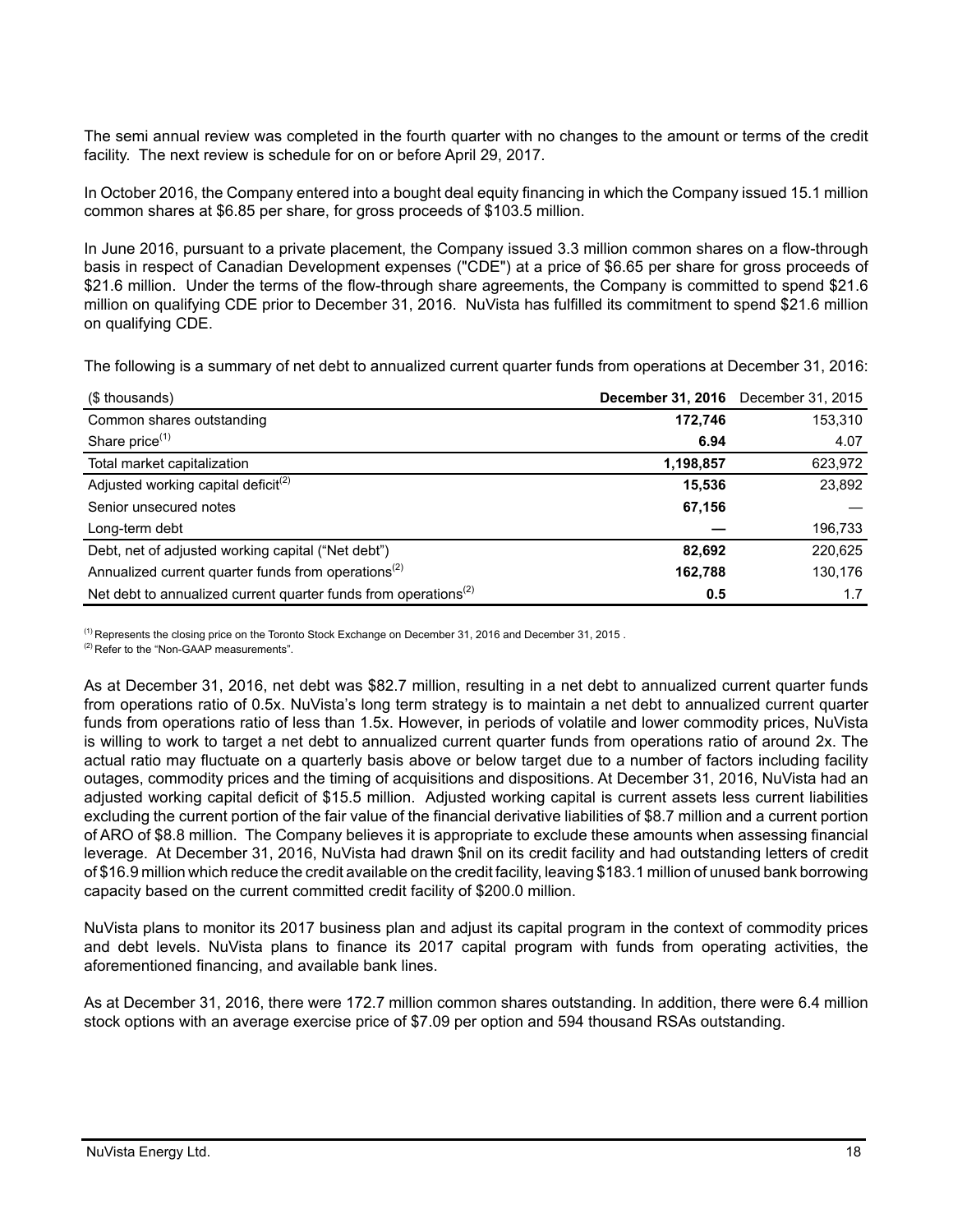The semi annual review was completed in the fourth quarter with no changes to the amount or terms of the credit facility. The next review is schedule for on or before April 29, 2017.

In October 2016, the Company entered into a bought deal equity financing in which the Company issued 15.1 million common shares at $6.85 per share, for gross proceeds of $103.5 million.

In June 2016, pursuant to a private placement, the Company issued 3.3 million common shares on a flow-through basis in respect of Canadian Development expenses ("CDE") at a price of $6.65 per share for gross proceeds of $21.6 million. Under the terms of the flow-through share agreements, the Company is committed to spend $21.6 million on qualifying CDE prior to December 31, 2016. NuVista has fulfilled its commitment to spend $21.6 million on qualifying CDE.

The following is a summary of net debt to annualized current quarter funds from operations at December 31, 2016:

| ($ thousands) | **December 31, 2016** | December 31, 2015 |
|---|---|---|
| Common shares outstanding | **172,746** | 153,310 |
| Share price[1] | **6.94** | 4.07 |
| Total market capitalization | **1,198,857** | 623,972 |
| Adjusted working capital deficit[2] | **15,536** | 23,892 |
| Senior unsecured notes | **67,156** | — |
| Long-term debt | **—** | 196,733 |
| Debt, net of adjusted working capital ("Net debt") | **82,692** | 220,625 |
| Annualized current quarter funds from operations[2] | **162,788** | 130,176 |
| Net debt to annualized current quarter funds from operations[2] | **0.5** | 1.7 |

[1] Represents the closing price on the Toronto Stock Exchange on December 31, 2016 and December 31, 2015 .
[2] Refer to the "Non-GAAP measurements".

As at December 31, 2016, net debt was $82.7 million, resulting in a net debt to annualized current quarter funds from operations ratio of 0.5x. NuVista's long term strategy is to maintain a net debt to annualized current quarter funds from operations ratio of less than 1.5x. However, in periods of volatile and lower commodity prices, NuVista is willing to work to target a net debt to annualized current quarter funds from operations ratio of around 2x. The actual ratio may fluctuate on a quarterly basis above or below target due to a number of factors including facility outages, commodity prices and the timing of acquisitions and dispositions. At December 31, 2016, NuVista had an adjusted working capital deficit of $15.5 million. Adjusted working capital is current assets less current liabilities excluding the current portion of the fair value of the financial derivative liabilities of $8.7 million and a current portion of ARO of $8.8 million. The Company believes it is appropriate to exclude these amounts when assessing financial leverage. At December 31, 2016, NuVista had drawn $nil on its credit facility and had outstanding letters of credit of $16.9 million which reduce the credit available on the credit facility, leaving $183.1 million of unused bank borrowing capacity based on the current committed credit facility of $200.0 million.

NuVista plans to monitor its 2017 business plan and adjust its capital program in the context of commodity prices and debt levels. NuVista plans to finance its 2017 capital program with funds from operating activities, the aforementioned financing, and available bank lines.

As at December 31, 2016, there were 172.7 million common shares outstanding. In addition, there were 6.4 million stock options with an average exercise price of $7.09 per option and 594 thousand RSAs outstanding.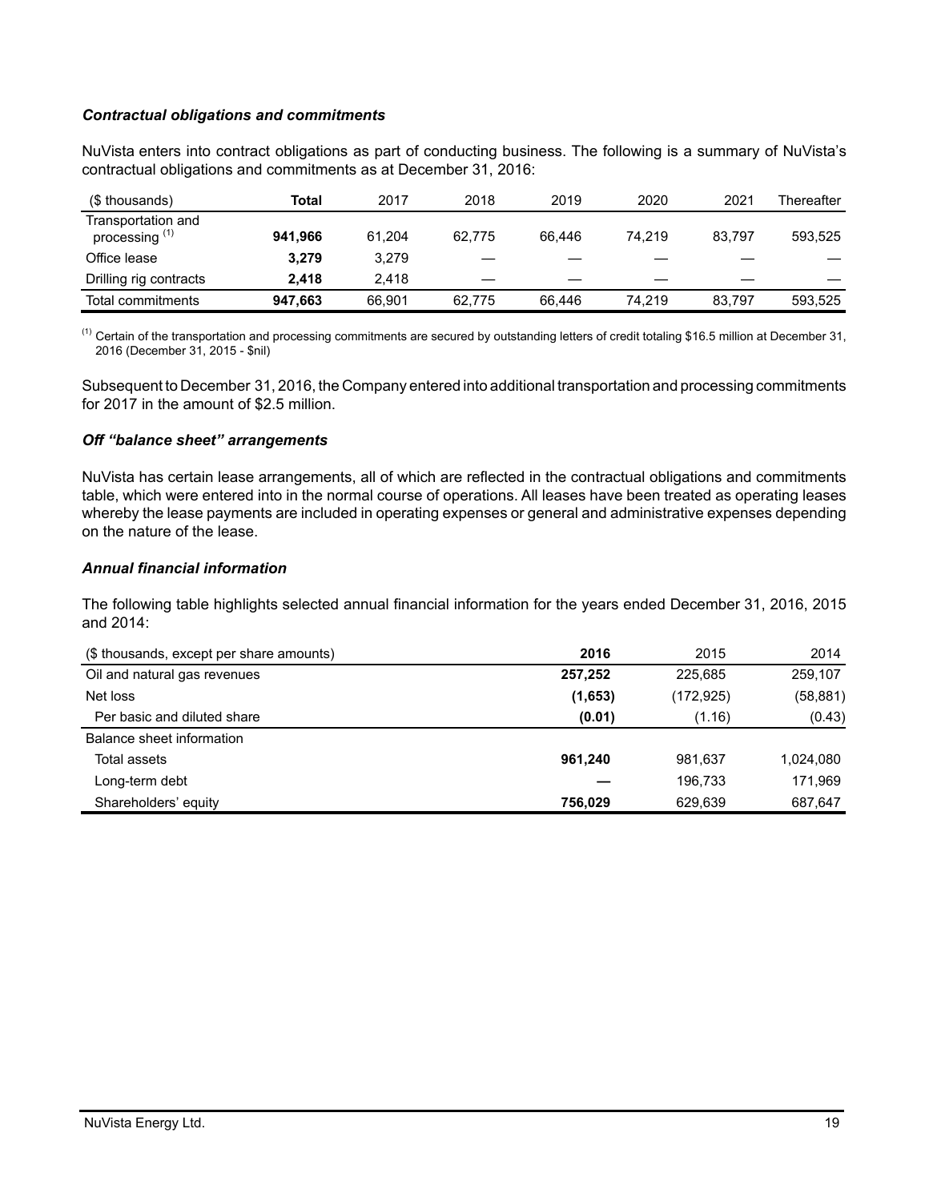### *Contractual obligations and commitments*

NuVista enters into contract obligations as part of conducting business. The following is a summary of NuVista's contractual obligations and commitments as at December 31, 2016:

| ($ thousands) | **Total** | 2017 | 2018 | 2019 | 2020 | 2021 | Thereafter |
|---|---|---|---|---|---|---|---|
| Transportation and processing [(1)] | **941,966** | 61,204 | 62,775 | 66,446 | 74,219 | 83,797 | 593,525 |
| Office lease | **3,279** | 3,279 | — | — | — | — | — |
| Drilling rig contracts | **2,418** | 2,418 | — | — | — | — | — |
| Total commitments | **947,663** | 66,901 | 62,775 | 66,446 | 74,219 | 83,797 | 593,525 |

[(1)] Certain of the transportation and processing commitments are secured by outstanding letters of credit totaling $16.5 million at December 31, 2016 (December 31, 2015 - $nil)

Subsequent to December 31, 2016, the Company entered into additional transportation and processing commitments for 2017 in the amount of $2.5 million.

### *Off "balance sheet" arrangements*

NuVista has certain lease arrangements, all of which are reflected in the contractual obligations and commitments table, which were entered into in the normal course of operations. All leases have been treated as operating leases whereby the lease payments are included in operating expenses or general and administrative expenses depending on the nature of the lease.

### *Annual financial information*

The following table highlights selected annual financial information for the years ended December 31, 2016, 2015 and 2014:

| ($ thousands, except per share amounts) | **2016** | 2015 | 2014 |
|---|---|---|---|
| Oil and natural gas revenues | **257,252** | 225,685 | 259,107 |
| Net loss | **(1,653)** | (172,925) | (58,881) |
| Per basic and diluted share | **(0.01)** | (1.16) | (0.43) |
| Balance sheet information | | | |
| Total assets | **961,240** | 981,637 | 1,024,080 |
| Long-term debt | **—** | 196,733 | 171,969 |
| Shareholders' equity | **756,029** | 629,639 | 687,647 |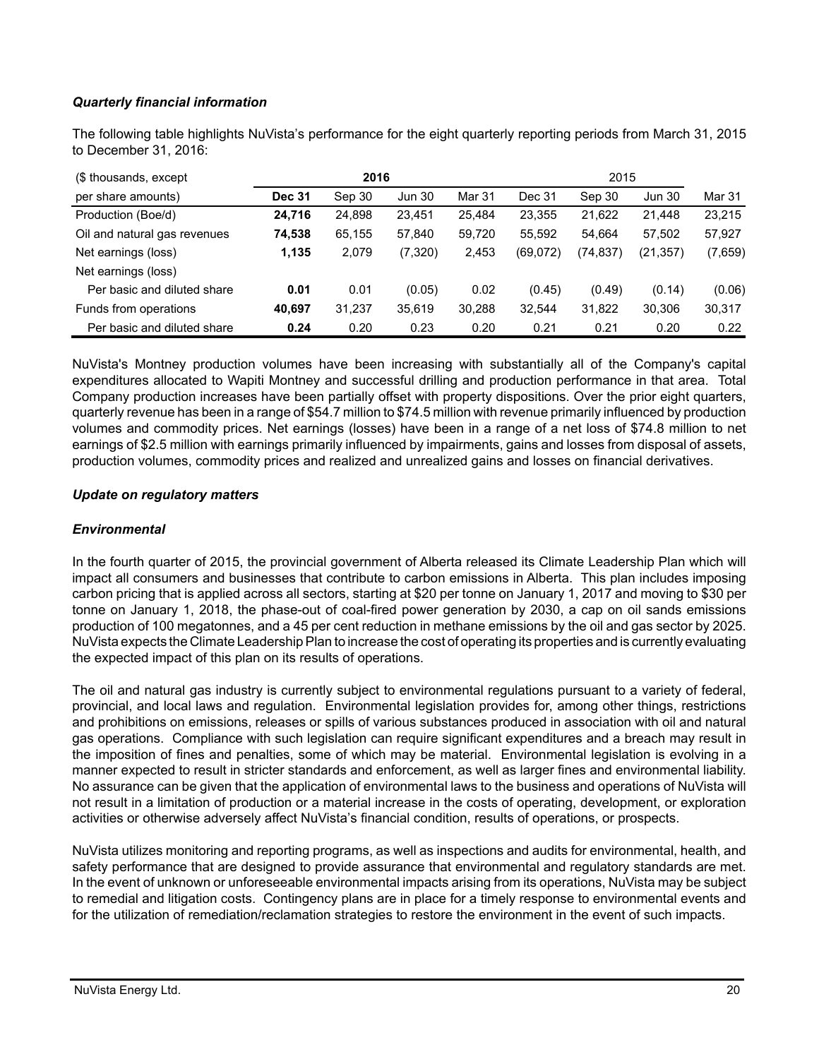### *Quarterly financial information*

The following table highlights NuVista's performance for the eight quarterly reporting periods from March 31, 2015 to December 31, 2016:

| ($ thousands, except | **2016** | | | | 2015 | | | |
|---|---|---|---|---|---|---|---|---|
| per share amounts) | **Dec 31** | Sep 30 | Jun 30 | Mar 31 | Dec 31 | Sep 30 | Jun 30 | Mar 31 |
| Production (Boe/d) | **24,716** | 24,898 | 23,451 | 25,484 | 23,355 | 21,622 | 21,448 | 23,215 |
| Oil and natural gas revenues | **74,538** | 65,155 | 57,840 | 59,720 | 55,592 | 54,664 | 57,502 | 57,927 |
| Net earnings (loss) | **1,135** | 2,079 | (7,320) | 2,453 | (69,072) | (74,837) | (21,357) | (7,659) |
| Net earnings (loss) | | | | | | | | |
| Per basic and diluted share | **0.01** | 0.01 | (0.05) | 0.02 | (0.45) | (0.49) | (0.14) | (0.06) |
| Funds from operations | **40,697** | 31,237 | 35,619 | 30,288 | 32,544 | 31,822 | 30,306 | 30,317 |
| Per basic and diluted share | **0.24** | 0.20 | 0.23 | 0.20 | 0.21 | 0.21 | 0.20 | 0.22 |

NuVista's Montney production volumes have been increasing with substantially all of the Company's capital expenditures allocated to Wapiti Montney and successful drilling and production performance in that area. Total Company production increases have been partially offset with property dispositions. Over the prior eight quarters, quarterly revenue has been in a range of $54.7 million to $74.5 million with revenue primarily influenced by production volumes and commodity prices. Net earnings (losses) have been in a range of a net loss of $74.8 million to net earnings of $2.5 million with earnings primarily influenced by impairments, gains and losses from disposal of assets, production volumes, commodity prices and realized and unrealized gains and losses on financial derivatives.

### *Update on regulatory matters*

### *Environmental*

In the fourth quarter of 2015, the provincial government of Alberta released its Climate Leadership Plan which will impact all consumers and businesses that contribute to carbon emissions in Alberta. This plan includes imposing carbon pricing that is applied across all sectors, starting at $20 per tonne on January 1, 2017 and moving to $30 per tonne on January 1, 2018, the phase-out of coal-fired power generation by 2030, a cap on oil sands emissions production of 100 megatonnes, and a 45 per cent reduction in methane emissions by the oil and gas sector by 2025. NuVista expects the Climate Leadership Plan to increase the cost of operating its properties and is currently evaluating the expected impact of this plan on its results of operations.

The oil and natural gas industry is currently subject to environmental regulations pursuant to a variety of federal, provincial, and local laws and regulation. Environmental legislation provides for, among other things, restrictions and prohibitions on emissions, releases or spills of various substances produced in association with oil and natural gas operations. Compliance with such legislation can require significant expenditures and a breach may result in the imposition of fines and penalties, some of which may be material. Environmental legislation is evolving in a manner expected to result in stricter standards and enforcement, as well as larger fines and environmental liability. No assurance can be given that the application of environmental laws to the business and operations of NuVista will not result in a limitation of production or a material increase in the costs of operating, development, or exploration activities or otherwise adversely affect NuVista's financial condition, results of operations, or prospects.

NuVista utilizes monitoring and reporting programs, as well as inspections and audits for environmental, health, and safety performance that are designed to provide assurance that environmental and regulatory standards are met. In the event of unknown or unforeseeable environmental impacts arising from its operations, NuVista may be subject to remedial and litigation costs. Contingency plans are in place for a timely response to environmental events and for the utilization of remediation/reclamation strategies to restore the environment in the event of such impacts.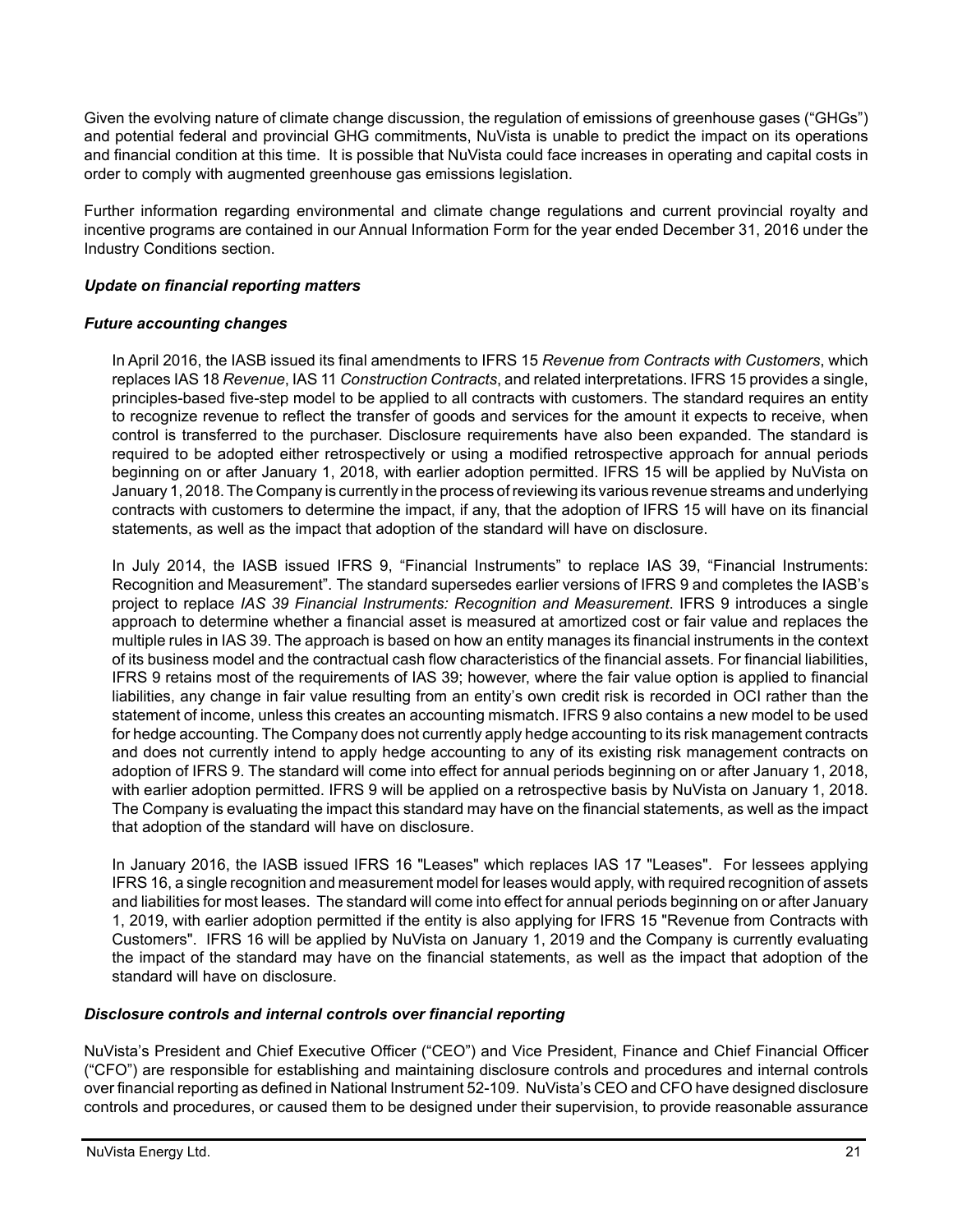Given the evolving nature of climate change discussion, the regulation of emissions of greenhouse gases ("GHGs") and potential federal and provincial GHG commitments, NuVista is unable to predict the impact on its operations and financial condition at this time. It is possible that NuVista could face increases in operating and capital costs in order to comply with augmented greenhouse gas emissions legislation.

Further information regarding environmental and climate change regulations and current provincial royalty and incentive programs are contained in our Annual Information Form for the year ended December 31, 2016 under the Industry Conditions section.

### *Update on financial reporting matters*

### *Future accounting changes*

In April 2016, the IASB issued its final amendments to IFRS 15 *Revenue from Contracts with Customers*, which replaces IAS 18 *Revenue*, IAS 11 *Construction Contracts*, and related interpretations. IFRS 15 provides a single, principles-based five-step model to be applied to all contracts with customers. The standard requires an entity to recognize revenue to reflect the transfer of goods and services for the amount it expects to receive, when control is transferred to the purchaser. Disclosure requirements have also been expanded. The standard is required to be adopted either retrospectively or using a modified retrospective approach for annual periods beginning on or after January 1, 2018, with earlier adoption permitted. IFRS 15 will be applied by NuVista on January 1, 2018. The Company is currently in the process of reviewing its various revenue streams and underlying contracts with customers to determine the impact, if any, that the adoption of IFRS 15 will have on its financial statements, as well as the impact that adoption of the standard will have on disclosure.

In July 2014, the IASB issued IFRS 9, "Financial Instruments" to replace IAS 39, "Financial Instruments: Recognition and Measurement". The standard supersedes earlier versions of IFRS 9 and completes the IASB's project to replace *IAS 39 Financial Instruments: Recognition and Measurement*. IFRS 9 introduces a single approach to determine whether a financial asset is measured at amortized cost or fair value and replaces the multiple rules in IAS 39. The approach is based on how an entity manages its financial instruments in the context of its business model and the contractual cash flow characteristics of the financial assets. For financial liabilities, IFRS 9 retains most of the requirements of IAS 39; however, where the fair value option is applied to financial liabilities, any change in fair value resulting from an entity's own credit risk is recorded in OCI rather than the statement of income, unless this creates an accounting mismatch. IFRS 9 also contains a new model to be used for hedge accounting. The Company does not currently apply hedge accounting to its risk management contracts and does not currently intend to apply hedge accounting to any of its existing risk management contracts on adoption of IFRS 9. The standard will come into effect for annual periods beginning on or after January 1, 2018, with earlier adoption permitted. IFRS 9 will be applied on a retrospective basis by NuVista on January 1, 2018. The Company is evaluating the impact this standard may have on the financial statements, as well as the impact that adoption of the standard will have on disclosure.

In January 2016, the IASB issued IFRS 16 "Leases" which replaces IAS 17 "Leases". For lessees applying IFRS 16, a single recognition and measurement model for leases would apply, with required recognition of assets and liabilities for most leases. The standard will come into effect for annual periods beginning on or after January 1, 2019, with earlier adoption permitted if the entity is also applying for IFRS 15 "Revenue from Contracts with Customers". IFRS 16 will be applied by NuVista on January 1, 2019 and the Company is currently evaluating the impact of the standard may have on the financial statements, as well as the impact that adoption of the standard will have on disclosure.

### *Disclosure controls and internal controls over financial reporting*

NuVista's President and Chief Executive Officer ("CEO") and Vice President, Finance and Chief Financial Officer ("CFO") are responsible for establishing and maintaining disclosure controls and procedures and internal controls over financial reporting as defined in National Instrument 52-109. NuVista's CEO and CFO have designed disclosure controls and procedures, or caused them to be designed under their supervision, to provide reasonable assurance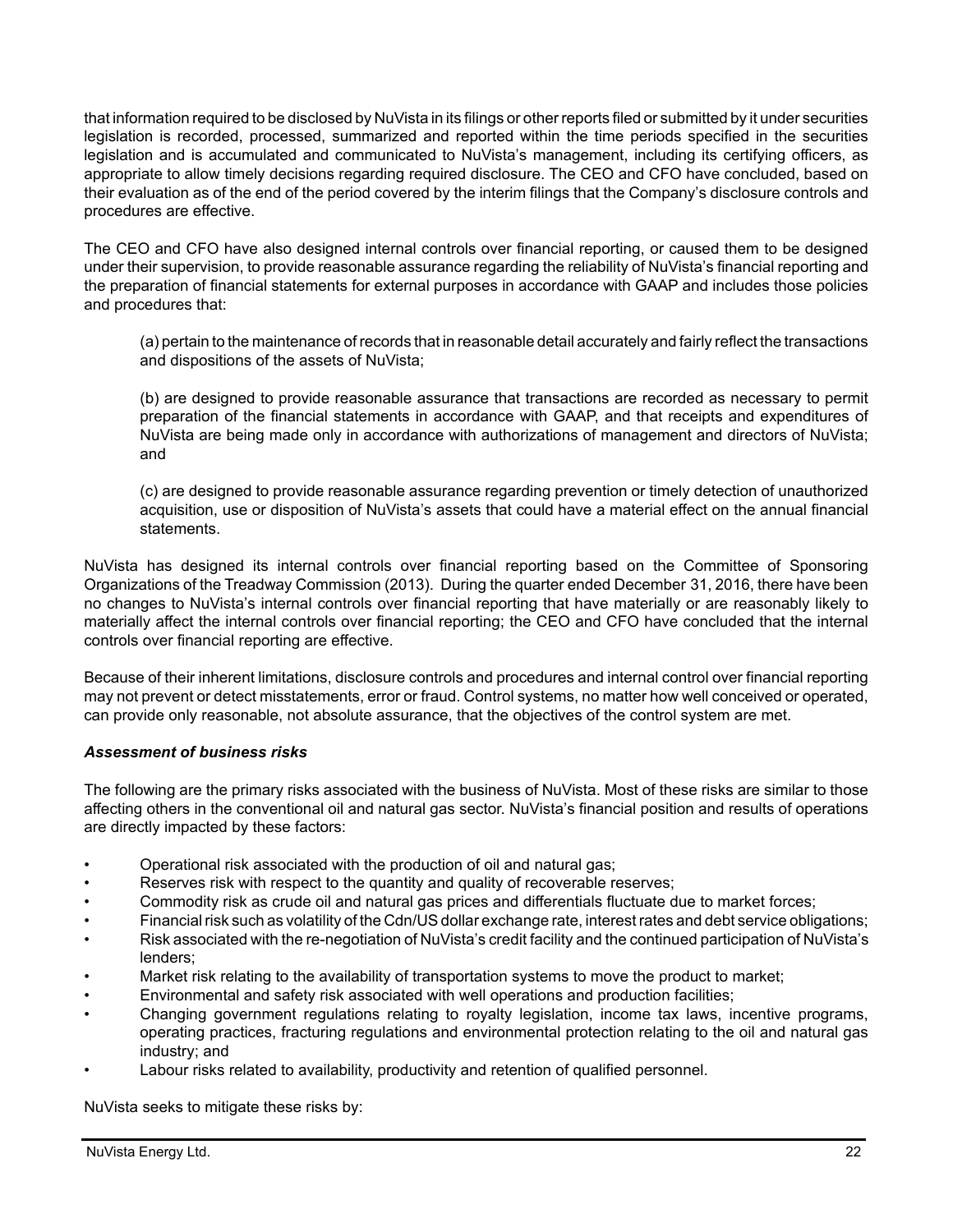that information required to be disclosed by NuVista in its filings or other reports filed or submitted by it under securities legislation is recorded, processed, summarized and reported within the time periods specified in the securities legislation and is accumulated and communicated to NuVista's management, including its certifying officers, as appropriate to allow timely decisions regarding required disclosure. The CEO and CFO have concluded, based on their evaluation as of the end of the period covered by the interim filings that the Company's disclosure controls and procedures are effective.

The CEO and CFO have also designed internal controls over financial reporting, or caused them to be designed under their supervision, to provide reasonable assurance regarding the reliability of NuVista's financial reporting and the preparation of financial statements for external purposes in accordance with GAAP and includes those policies and procedures that:

(a) pertain to the maintenance of records that in reasonable detail accurately and fairly reflect the transactions and dispositions of the assets of NuVista;

(b) are designed to provide reasonable assurance that transactions are recorded as necessary to permit preparation of the financial statements in accordance with GAAP, and that receipts and expenditures of NuVista are being made only in accordance with authorizations of management and directors of NuVista; and

(c) are designed to provide reasonable assurance regarding prevention or timely detection of unauthorized acquisition, use or disposition of NuVista's assets that could have a material effect on the annual financial statements.

NuVista has designed its internal controls over financial reporting based on the Committee of Sponsoring Organizations of the Treadway Commission (2013). During the quarter ended December 31, 2016, there have been no changes to NuVista's internal controls over financial reporting that have materially or are reasonably likely to materially affect the internal controls over financial reporting; the CEO and CFO have concluded that the internal controls over financial reporting are effective.

Because of their inherent limitations, disclosure controls and procedures and internal control over financial reporting may not prevent or detect misstatements, error or fraud. Control systems, no matter how well conceived or operated, can provide only reasonable, not absolute assurance, that the objectives of the control system are met.

### *Assessment of business risks*

The following are the primary risks associated with the business of NuVista. Most of these risks are similar to those affecting others in the conventional oil and natural gas sector. NuVista's financial position and results of operations are directly impacted by these factors:

- Operational risk associated with the production of oil and natural gas;
- Reserves risk with respect to the quantity and quality of recoverable reserves;
- Commodity risk as crude oil and natural gas prices and differentials fluctuate due to market forces;
- Financial risk such as volatility of the Cdn/US dollar exchange rate, interest rates and debt service obligations;
- Risk associated with the re-negotiation of NuVista's credit facility and the continued participation of NuVista's lenders;
- Market risk relating to the availability of transportation systems to move the product to market;
- Environmental and safety risk associated with well operations and production facilities;
- Changing government regulations relating to royalty legislation, income tax laws, incentive programs, operating practices, fracturing regulations and environmental protection relating to the oil and natural gas industry; and
- Labour risks related to availability, productivity and retention of qualified personnel.

NuVista seeks to mitigate these risks by: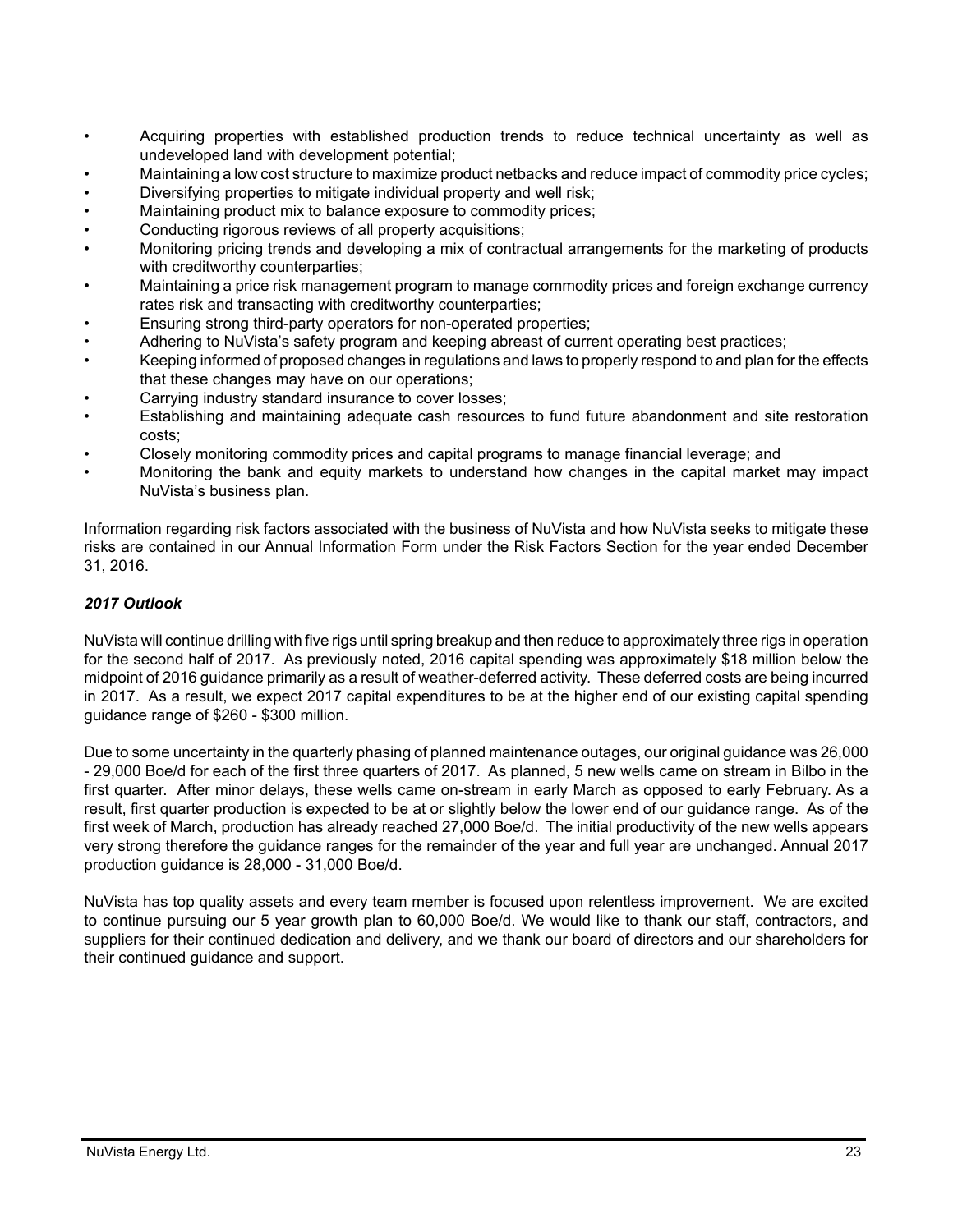- Acquiring properties with established production trends to reduce technical uncertainty as well as undeveloped land with development potential;
- Maintaining a low cost structure to maximize product netbacks and reduce impact of commodity price cycles;
- Diversifying properties to mitigate individual property and well risk;
- Maintaining product mix to balance exposure to commodity prices;
- Conducting rigorous reviews of all property acquisitions;
- Monitoring pricing trends and developing a mix of contractual arrangements for the marketing of products with creditworthy counterparties;
- Maintaining a price risk management program to manage commodity prices and foreign exchange currency rates risk and transacting with creditworthy counterparties;
- Ensuring strong third-party operators for non-operated properties;
- Adhering to NuVista's safety program and keeping abreast of current operating best practices;
- Keeping informed of proposed changes in regulations and laws to properly respond to and plan for the effects that these changes may have on our operations;
- Carrying industry standard insurance to cover losses;
- Establishing and maintaining adequate cash resources to fund future abandonment and site restoration costs;
- Closely monitoring commodity prices and capital programs to manage financial leverage; and
- Monitoring the bank and equity markets to understand how changes in the capital market may impact NuVista's business plan.

Information regarding risk factors associated with the business of NuVista and how NuVista seeks to mitigate these risks are contained in our Annual Information Form under the Risk Factors Section for the year ended December 31, 2016.

***2017 Outlook***

NuVista will continue drilling with five rigs until spring breakup and then reduce to approximately three rigs in operation for the second half of 2017. As previously noted, 2016 capital spending was approximately $18 million below the midpoint of 2016 guidance primarily as a result of weather-deferred activity. These deferred costs are being incurred in 2017. As a result, we expect 2017 capital expenditures to be at the higher end of our existing capital spending guidance range of $260 - $300 million.

Due to some uncertainty in the quarterly phasing of planned maintenance outages, our original guidance was 26,000 - 29,000 Boe/d for each of the first three quarters of 2017. As planned, 5 new wells came on stream in Bilbo in the first quarter. After minor delays, these wells came on-stream in early March as opposed to early February. As a result, first quarter production is expected to be at or slightly below the lower end of our guidance range. As of the first week of March, production has already reached 27,000 Boe/d. The initial productivity of the new wells appears very strong therefore the guidance ranges for the remainder of the year and full year are unchanged. Annual 2017 production guidance is 28,000 - 31,000 Boe/d.

NuVista has top quality assets and every team member is focused upon relentless improvement. We are excited to continue pursuing our 5 year growth plan to 60,000 Boe/d. We would like to thank our staff, contractors, and suppliers for their continued dedication and delivery, and we thank our board of directors and our shareholders for their continued guidance and support.